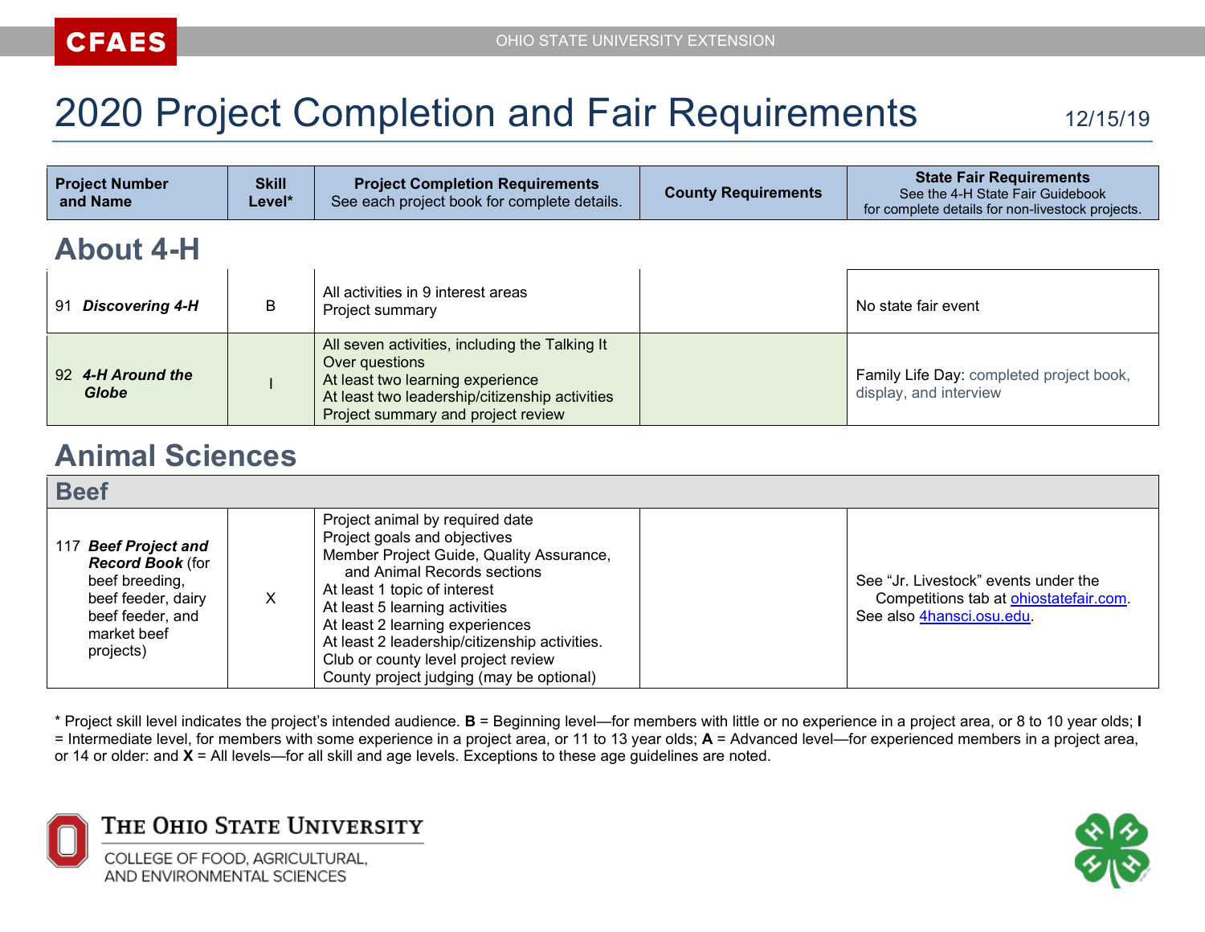# 2020 Project Completion and Fair Requirements

12/15/19

| Project Number and Name | Skill Level* | Project Completion Requirements<br>See each project book for complete details. | County Requirements | State Fair Requirements<br>See the 4-H State Fair Guidebook for complete details for non-livestock projects. |
|---|---|---|---|---|
| **About 4-H** | | | | |
| 91 ***Discovering 4-H*** | B | All activities in 9 interest areas<br>Project summary | | No state fair event |
| 92 ***4-H Around the Globe*** | I | All seven activities, including the Talking It Over questions<br>At least two learning experience<br>At least two leadership/citizenship activities<br>Project summary and project review | | Family Life Day: completed project book, display, and interview |
| **Animal Sciences** | | | | |
| **Beef** | | | | |
| 117 ***Beef Project and Record Book*** (for beef breeding, beef feeder, dairy beef feeder, and market beef projects) | X | Project animal by required date<br>Project goals and objectives<br>Member Project Guide, Quality Assurance, and Animal Records sections<br>At least 1 topic of interest<br>At least 5 learning activities<br>At least 2 learning experiences<br>At least 2 leadership/citizenship activities.<br>Club or county level project review<br>County project judging (may be optional) | | See "Jr. Livestock" events under the Competitions tab at ohiostatefair.com. See also 4hansci.osu.edu. |

\* Project skill level indicates the project's intended audience. **B** = Beginning level—for members with little or no experience in a project area, or 8 to 10 year olds; **I** = Intermediate level, for members with some experience in a project area, or 11 to 13 year olds; **A** = Advanced level—for experienced members in a project area, or 14 or older: and **X** = All levels—for all skill and age levels. Exceptions to these age guidelines are noted.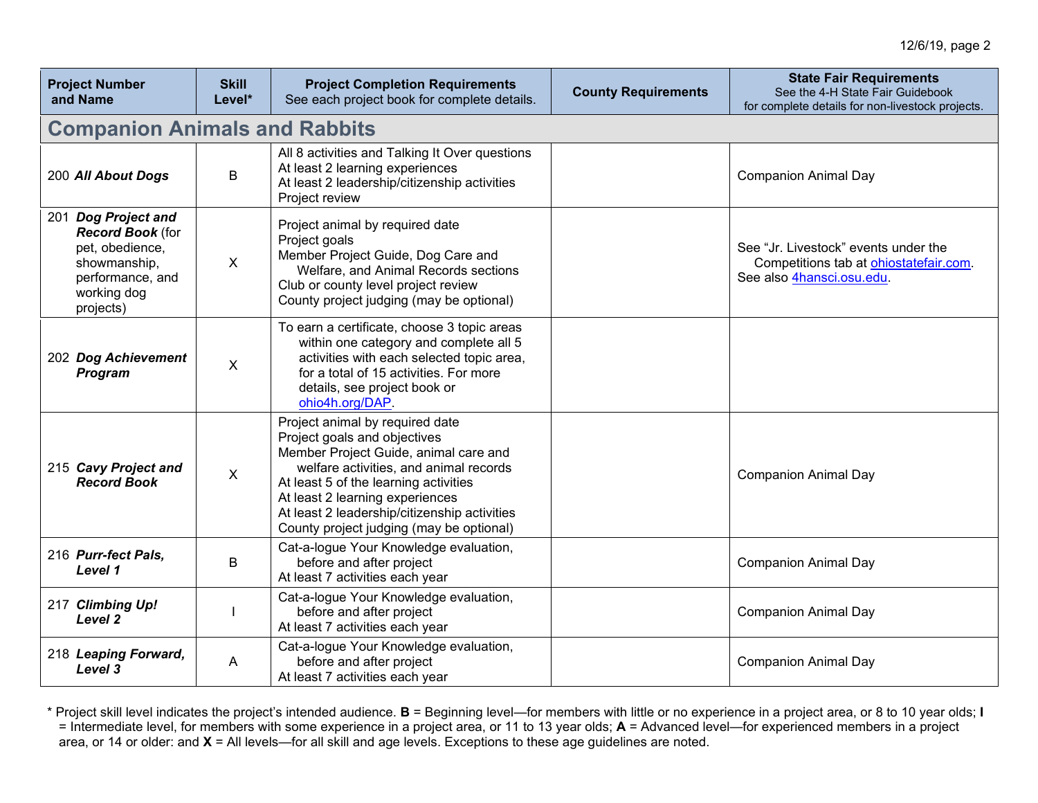| Project Number and Name | Skill Level* | Project Completion Requirements See each project book for complete details. | County Requirements | State Fair Requirements See the 4-H State Fair Guidebook for complete details for non-livestock projects. |
|---|---|---|---|---|
| **Companion Animals and Rabbits** | | | | |
| 200 ***All About Dogs*** | B | All 8 activities and Talking It Over questions<br>At least 2 learning experiences<br>At least 2 leadership/citizenship activities<br>Project review | | Companion Animal Day |
| 201 ***Dog Project and Record Book*** (for pet, obedience, showmanship, performance, and working dog projects) | X | Project animal by required date<br>Project goals<br>Member Project Guide, Dog Care and Welfare, and Animal Records sections<br>Club or county level project review<br>County project judging (may be optional) | | See "Jr. Livestock" events under the Competitions tab at ohiostatefair.com. See also 4hansci.osu.edu. |
| 202 ***Dog Achievement Program*** | X | To earn a certificate, choose 3 topic areas within one category and complete all 5 activities with each selected topic area, for a total of 15 activities. For more details, see project book or ohio4h.org/DAP. | | |
| 215 ***Cavy Project and Record Book*** | X | Project animal by required date<br>Project goals and objectives<br>Member Project Guide, animal care and welfare activities, and animal records<br>At least 5 of the learning activities<br>At least 2 learning experiences<br>At least 2 leadership/citizenship activities<br>County project judging (may be optional) | | Companion Animal Day |
| 216 ***Purr-fect Pals, Level 1*** | B | Cat-a-logue Your Knowledge evaluation, before and after project<br>At least 7 activities each year | | Companion Animal Day |
| 217 ***Climbing Up! Level 2*** | I | Cat-a-logue Your Knowledge evaluation, before and after project<br>At least 7 activities each year | | Companion Animal Day |
| 218 ***Leaping Forward, Level 3*** | A | Cat-a-logue Your Knowledge evaluation, before and after project<br>At least 7 activities each year | | Companion Animal Day |

\* Project skill level indicates the project's intended audience. **B** = Beginning level—for members with little or no experience in a project area, or 8 to 10 year olds; **I** = Intermediate level, for members with some experience in a project area, or 11 to 13 year olds; **A** = Advanced level—for experienced members in a project area, or 14 or older: and **X** = All levels—for all skill and age levels. Exceptions to these age guidelines are noted.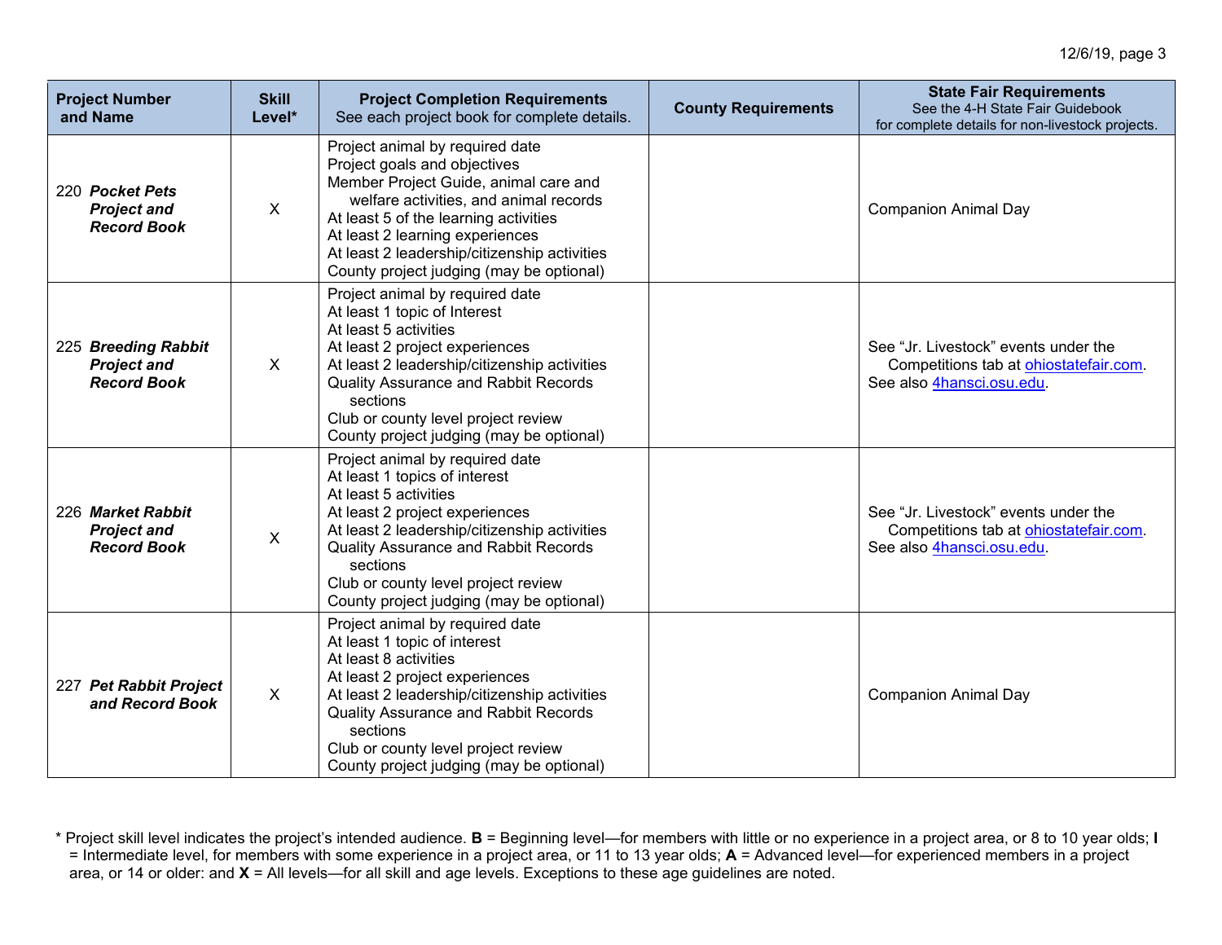| Project Number and Name | Skill Level* | Project Completion Requirements See each project book for complete details. | County Requirements | State Fair Requirements See the 4-H State Fair Guidebook for complete details for non-livestock projects. |
|---|---|---|---|---|
| 220 ***Pocket Pets Project and Record Book*** | X | Project animal by required date<br>Project goals and objectives<br>Member Project Guide, animal care and welfare activities, and animal records<br>At least 5 of the learning activities<br>At least 2 learning experiences<br>At least 2 leadership/citizenship activities<br>County project judging (may be optional) | | Companion Animal Day |
| 225 ***Breeding Rabbit Project and Record Book*** | X | Project animal by required date<br>At least 1 topic of Interest<br>At least 5 activities<br>At least 2 project experiences<br>At least 2 leadership/citizenship activities<br>Quality Assurance and Rabbit Records sections<br>Club or county level project review<br>County project judging (may be optional) | | See "Jr. Livestock" events under the Competitions tab at ohiostatefair.com.<br>See also 4hansci.osu.edu. |
| 226 ***Market Rabbit Project and Record Book*** | X | Project animal by required date<br>At least 1 topics of interest<br>At least 5 activities<br>At least 2 project experiences<br>At least 2 leadership/citizenship activities<br>Quality Assurance and Rabbit Records sections<br>Club or county level project review<br>County project judging (may be optional) | | See "Jr. Livestock" events under the Competitions tab at ohiostatefair.com.<br>See also 4hansci.osu.edu. |
| 227 ***Pet Rabbit Project and Record Book*** | X | Project animal by required date<br>At least 1 topic of interest<br>At least 8 activities<br>At least 2 project experiences<br>At least 2 leadership/citizenship activities<br>Quality Assurance and Rabbit Records sections<br>Club or county level project review<br>County project judging (may be optional) | | Companion Animal Day |

\* Project skill level indicates the project's intended audience. **B** = Beginning level—for members with little or no experience in a project area, or 8 to 10 year olds; **I** = Intermediate level, for members with some experience in a project area, or 11 to 13 year olds; **A** = Advanced level—for experienced members in a project area, or 14 or older: and **X** = All levels—for all skill and age levels. Exceptions to these age guidelines are noted.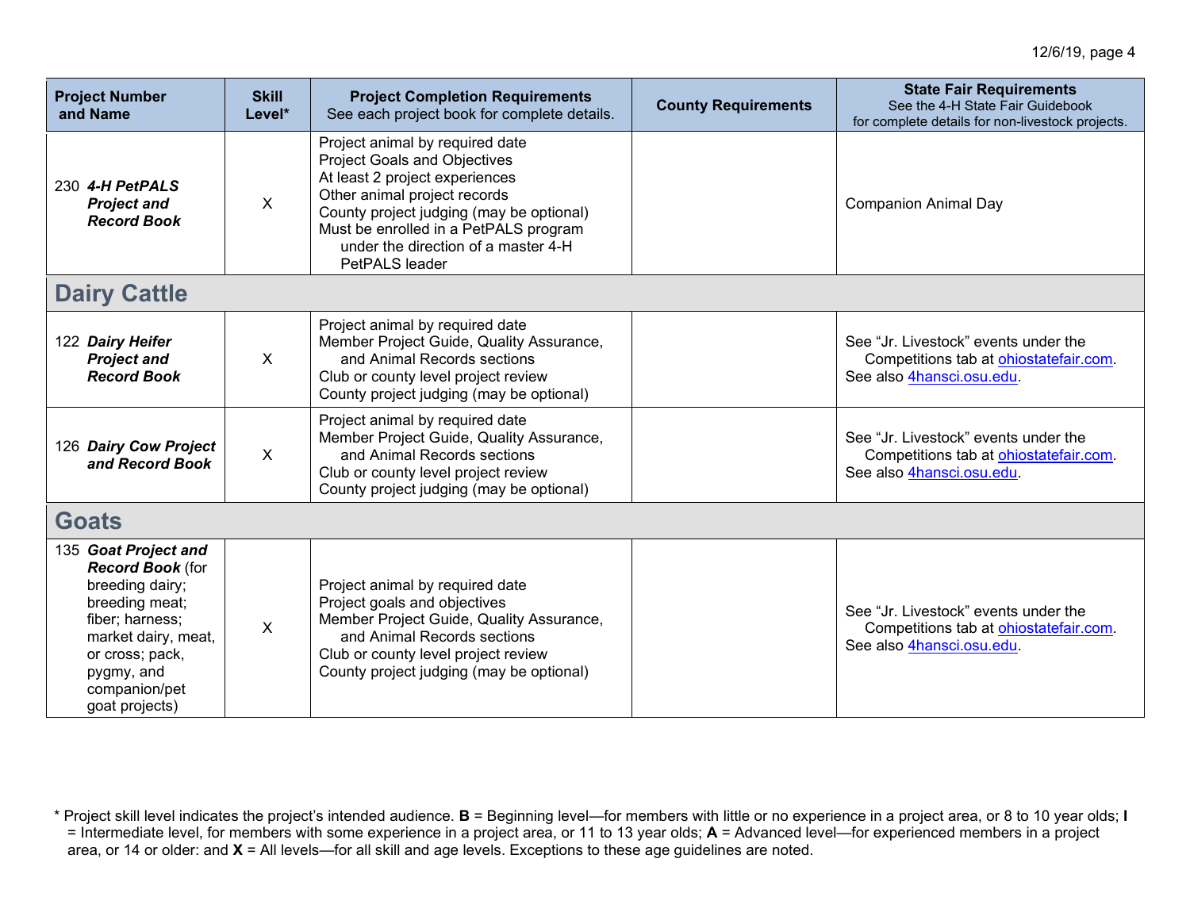| Project Number and Name | Skill Level* | Project Completion Requirements<br>See each project book for complete details. | County Requirements | State Fair Requirements<br>See the 4-H State Fair Guidebook for complete details for non-livestock projects. |
|---|---|---|---|---|
| 230 ***4-H PetPALS Project and Record Book*** | X | Project animal by required date<br>Project Goals and Objectives<br>At least 2 project experiences<br>Other animal project records<br>County project judging (may be optional)<br>Must be enrolled in a PetPALS program under the direction of a master 4-H PetPALS leader | | Companion Animal Day |
| **Dairy Cattle** | | | | |
| 122 ***Dairy Heifer Project and Record Book*** | X | Project animal by required date<br>Member Project Guide, Quality Assurance, and Animal Records sections<br>Club or county level project review<br>County project judging (may be optional) | | See "Jr. Livestock" events under the Competitions tab at ohiostatefair.com.<br>See also 4hansci.osu.edu. |
| 126 ***Dairy Cow Project and Record Book*** | X | Project animal by required date<br>Member Project Guide, Quality Assurance, and Animal Records sections<br>Club or county level project review<br>County project judging (may be optional) | | See "Jr. Livestock" events under the Competitions tab at ohiostatefair.com.<br>See also 4hansci.osu.edu. |
| **Goats** | | | | |
| 135 ***Goat Project and Record Book*** (for breeding dairy; breeding meat; fiber; harness; market dairy, meat, or cross; pack, pygmy, and companion/pet goat projects) | X | Project animal by required date<br>Project goals and objectives<br>Member Project Guide, Quality Assurance, and Animal Records sections<br>Club or county level project review<br>County project judging (may be optional) | | See "Jr. Livestock" events under the Competitions tab at ohiostatefair.com.<br>See also 4hansci.osu.edu. |

* Project skill level indicates the project's intended audience. **B** = Beginning level—for members with little or no experience in a project area, or 8 to 10 year olds; **I** = Intermediate level, for members with some experience in a project area, or 11 to 13 year olds; **A** = Advanced level—for experienced members in a project area, or 14 or older: and **X** = All levels—for all skill and age levels. Exceptions to these age guidelines are noted.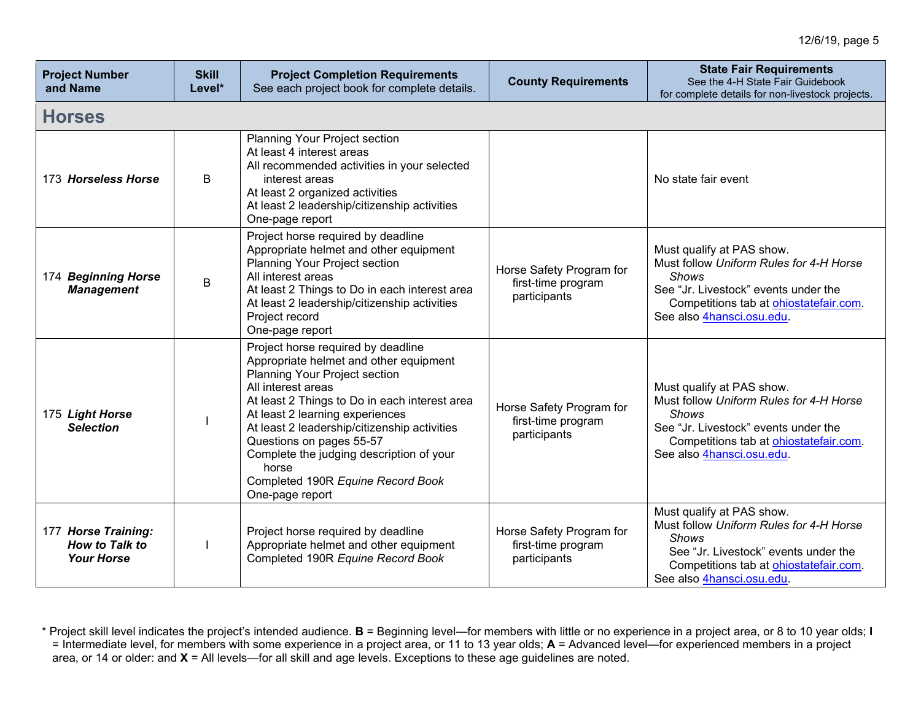| Project Number and Name | Skill Level* | Project Completion Requirements See each project book for complete details. | County Requirements | State Fair Requirements See the 4-H State Fair Guidebook for complete details for non-livestock projects. |
|---|---|---|---|---|
| **Horses** | | | | |
| 173 ***Horseless Horse*** | B | Planning Your Project section<br>At least 4 interest areas<br>All recommended activities in your selected interest areas<br>At least 2 organized activities<br>At least 2 leadership/citizenship activities<br>One-page report | | No state fair event |
| 174 ***Beginning Horse Management*** | B | Project horse required by deadline<br>Appropriate helmet and other equipment<br>Planning Your Project section<br>All interest areas<br>At least 2 Things to Do in each interest area<br>At least 2 leadership/citizenship activities<br>Project record<br>One-page report | Horse Safety Program for first-time program participants | Must qualify at PAS show.<br>Must follow *Uniform Rules for 4-H Horse Shows*<br>See "Jr. Livestock" events under the Competitions tab at ohiostatefair.com.<br>See also 4hansci.osu.edu. |
| 175 ***Light Horse Selection*** | I | Project horse required by deadline<br>Appropriate helmet and other equipment<br>Planning Your Project section<br>All interest areas<br>At least 2 Things to Do in each interest area<br>At least 2 learning experiences<br>At least 2 leadership/citizenship activities<br>Questions on pages 55-57<br>Complete the judging description of your horse<br>Completed 190R *Equine Record Book*<br>One-page report | Horse Safety Program for first-time program participants | Must qualify at PAS show.<br>Must follow *Uniform Rules for 4-H Horse Shows*<br>See "Jr. Livestock" events under the Competitions tab at ohiostatefair.com.<br>See also 4hansci.osu.edu. |
| 177 ***Horse Training: How to Talk to Your Horse*** | I | Project horse required by deadline<br>Appropriate helmet and other equipment<br>Completed 190R *Equine Record Book* | Horse Safety Program for first-time program participants | Must qualify at PAS show.<br>Must follow *Uniform Rules for 4-H Horse Shows*<br>See "Jr. Livestock" events under the Competitions tab at ohiostatefair.com.<br>See also 4hansci.osu.edu. |

\* Project skill level indicates the project's intended audience. **B** = Beginning level—for members with little or no experience in a project area, or 8 to 10 year olds; **I** = Intermediate level, for members with some experience in a project area, or 11 to 13 year olds; **A** = Advanced level—for experienced members in a project area, or 14 or older: and **X** = All levels—for all skill and age levels. Exceptions to these age guidelines are noted.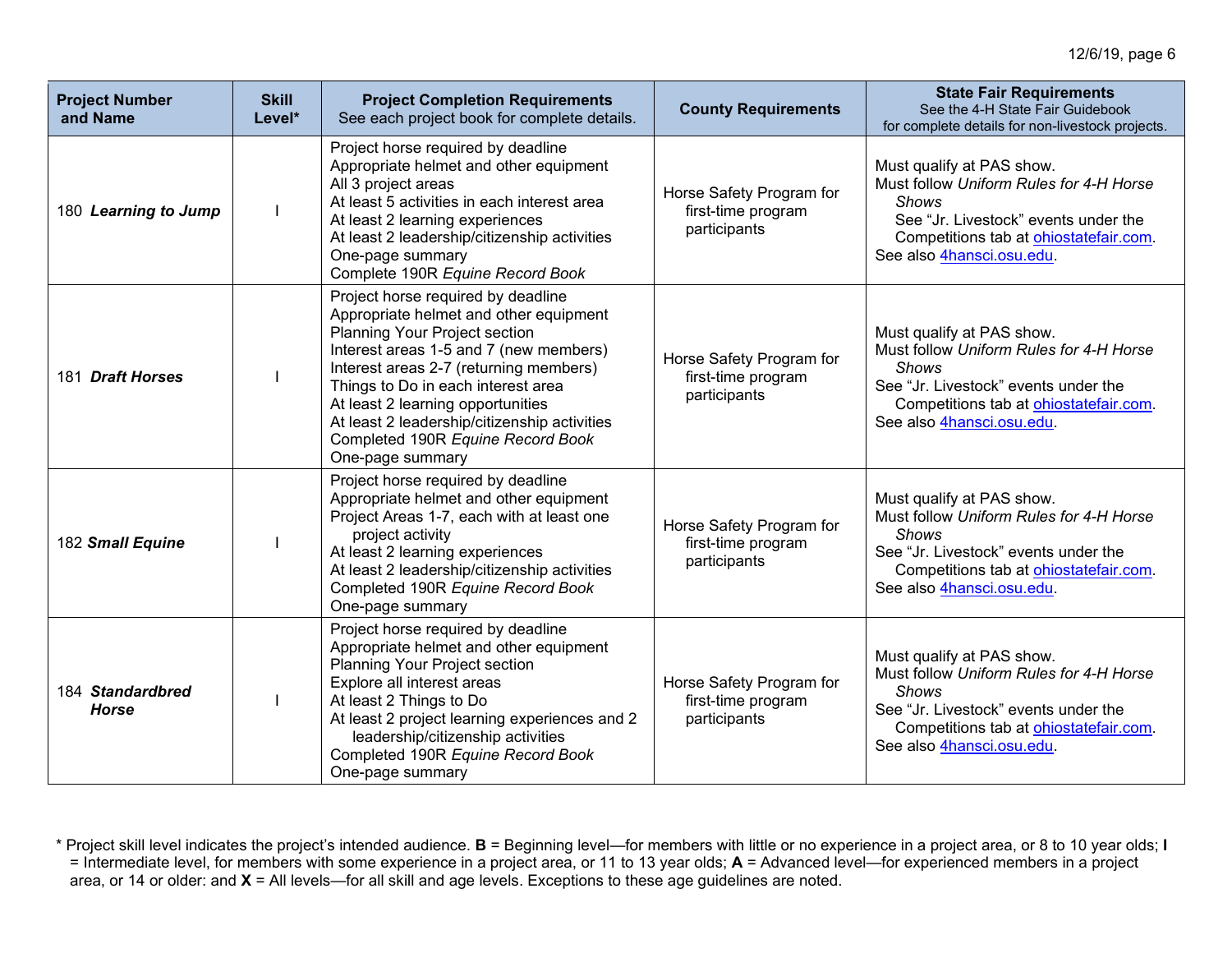| Project Number and Name | Skill Level* | Project Completion Requirements<br>See each project book for complete details. | County Requirements | State Fair Requirements<br>See the 4-H State Fair Guidebook for complete details for non-livestock projects. |
|---|---|---|---|---|
| 180 ***Learning to Jump*** | I | Project horse required by deadline<br>Appropriate helmet and other equipment<br>All 3 project areas<br>At least 5 activities in each interest area<br>At least 2 learning experiences<br>At least 2 leadership/citizenship activities<br>One-page summary<br>Complete 190R *Equine Record Book* | Horse Safety Program for first-time program participants | Must qualify at PAS show.<br>Must follow *Uniform Rules for 4-H Horse Shows*<br>See "Jr. Livestock" events under the Competitions tab at ohiostatefair.com.<br>See also 4hansci.osu.edu. |
| 181 ***Draft Horses*** | I | Project horse required by deadline<br>Appropriate helmet and other equipment<br>Planning Your Project section<br>Interest areas 1-5 and 7 (new members)<br>Interest areas 2-7 (returning members)<br>Things to Do in each interest area<br>At least 2 learning opportunities<br>At least 2 leadership/citizenship activities<br>Completed 190R *Equine Record Book*<br>One-page summary | Horse Safety Program for first-time program participants | Must qualify at PAS show.<br>Must follow *Uniform Rules for 4-H Horse Shows*<br>See "Jr. Livestock" events under the Competitions tab at ohiostatefair.com.<br>See also 4hansci.osu.edu. |
| 182 ***Small Equine*** | I | Project horse required by deadline<br>Appropriate helmet and other equipment<br>Project Areas 1-7, each with at least one project activity<br>At least 2 learning experiences<br>At least 2 leadership/citizenship activities<br>Completed 190R *Equine Record Book*<br>One-page summary | Horse Safety Program for first-time program participants | Must qualify at PAS show.<br>Must follow *Uniform Rules for 4-H Horse Shows*<br>See "Jr. Livestock" events under the Competitions tab at ohiostatefair.com.<br>See also 4hansci.osu.edu. |
| 184 ***Standardbred Horse*** | I | Project horse required by deadline<br>Appropriate helmet and other equipment<br>Planning Your Project section<br>Explore all interest areas<br>At least 2 Things to Do<br>At least 2 project learning experiences and 2 leadership/citizenship activities<br>Completed 190R *Equine Record Book*<br>One-page summary | Horse Safety Program for first-time program participants | Must qualify at PAS show.<br>Must follow *Uniform Rules for 4-H Horse Shows*<br>See "Jr. Livestock" events under the Competitions tab at ohiostatefair.com.<br>See also 4hansci.osu.edu. |

\* Project skill level indicates the project's intended audience. **B** = Beginning level—for members with little or no experience in a project area, or 8 to 10 year olds; **I** = Intermediate level, for members with some experience in a project area, or 11 to 13 year olds; **A** = Advanced level—for experienced members in a project area, or 14 or older: and **X** = All levels—for all skill and age levels. Exceptions to these age guidelines are noted.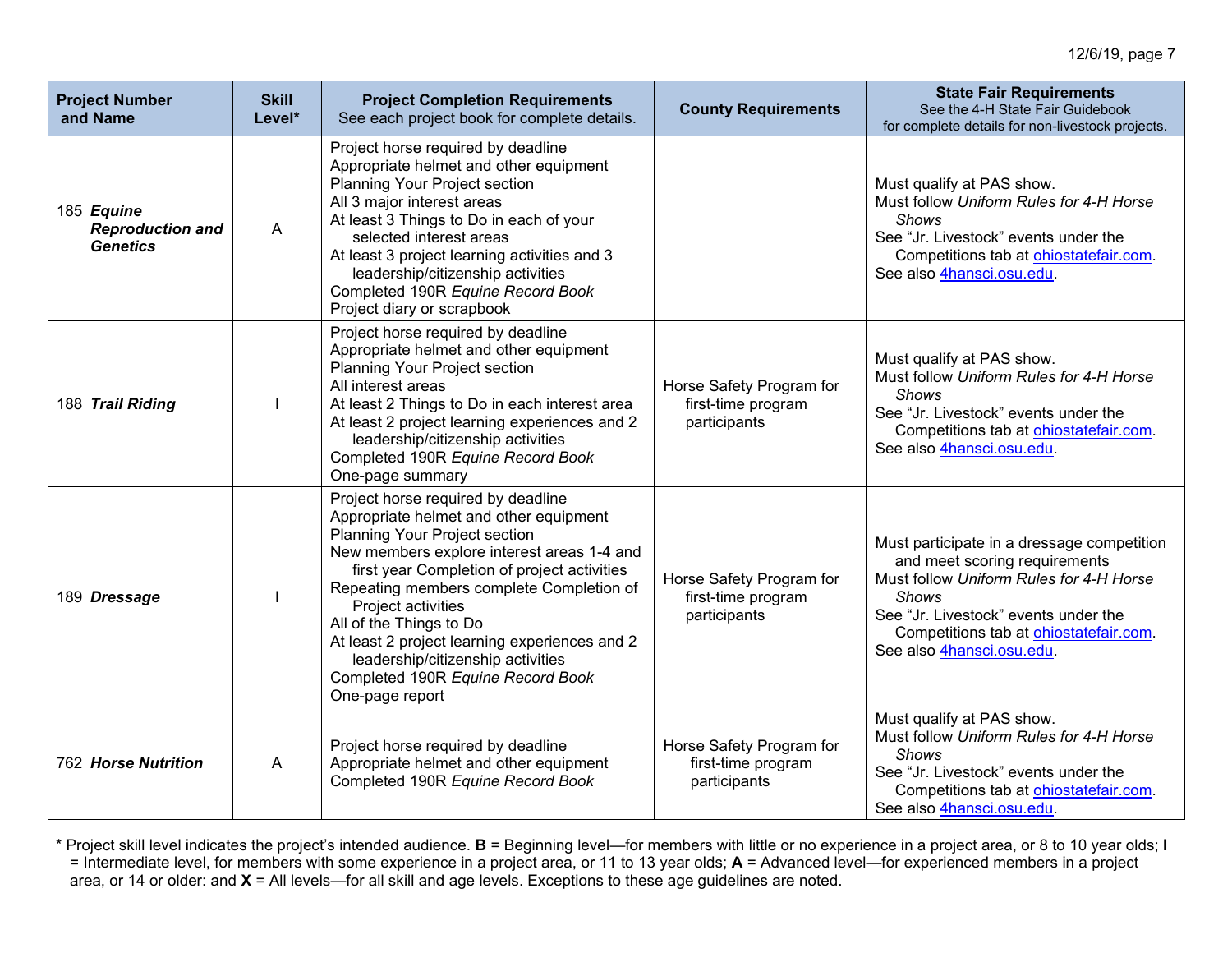| Project Number and Name | Skill Level* | Project Completion Requirements<br>See each project book for complete details. | County Requirements | State Fair Requirements<br>See the 4-H State Fair Guidebook for complete details for non-livestock projects. |
|---|---|---|---|---|
| 185 ***Equine Reproduction and Genetics*** | A | Project horse required by deadline<br>Appropriate helmet and other equipment<br>Planning Your Project section<br>All 3 major interest areas<br>At least 3 Things to Do in each of your selected interest areas<br>At least 3 project learning activities and 3 leadership/citizenship activities<br>Completed 190R *Equine Record Book*<br>Project diary or scrapbook | | Must qualify at PAS show.<br>Must follow *Uniform Rules for 4-H Horse Shows*<br>See "Jr. Livestock" events under the Competitions tab at ohiostatefair.com.<br>See also 4hansci.osu.edu. |
| 188 ***Trail Riding*** | I | Project horse required by deadline<br>Appropriate helmet and other equipment<br>Planning Your Project section<br>All interest areas<br>At least 2 Things to Do in each interest area<br>At least 2 project learning experiences and 2 leadership/citizenship activities<br>Completed 190R *Equine Record Book*<br>One-page summary | Horse Safety Program for first-time program participants | Must qualify at PAS show.<br>Must follow *Uniform Rules for 4-H Horse Shows*<br>See "Jr. Livestock" events under the Competitions tab at ohiostatefair.com.<br>See also 4hansci.osu.edu. |
| 189 ***Dressage*** | I | Project horse required by deadline<br>Appropriate helmet and other equipment<br>Planning Your Project section<br>New members explore interest areas 1-4 and first year Completion of project activities<br>Repeating members complete Completion of Project activities<br>All of the Things to Do<br>At least 2 project learning experiences and 2 leadership/citizenship activities<br>Completed 190R *Equine Record Book*<br>One-page report | Horse Safety Program for first-time program participants | Must participate in a dressage competition and meet scoring requirements<br>Must follow *Uniform Rules for 4-H Horse Shows*<br>See "Jr. Livestock" events under the Competitions tab at ohiostatefair.com.<br>See also 4hansci.osu.edu. |
| 762 ***Horse Nutrition*** | A | Project horse required by deadline<br>Appropriate helmet and other equipment<br>Completed 190R *Equine Record Book* | Horse Safety Program for first-time program participants | Must qualify at PAS show.<br>Must follow *Uniform Rules for 4-H Horse Shows*<br>See "Jr. Livestock" events under the Competitions tab at ohiostatefair.com.<br>See also 4hansci.osu.edu. |

\* Project skill level indicates the project's intended audience. **B** = Beginning level—for members with little or no experience in a project area, or 8 to 10 year olds; **I** = Intermediate level, for members with some experience in a project area, or 11 to 13 year olds; **A** = Advanced level—for experienced members in a project area, or 14 or older: and **X** = All levels—for all skill and age levels. Exceptions to these age guidelines are noted.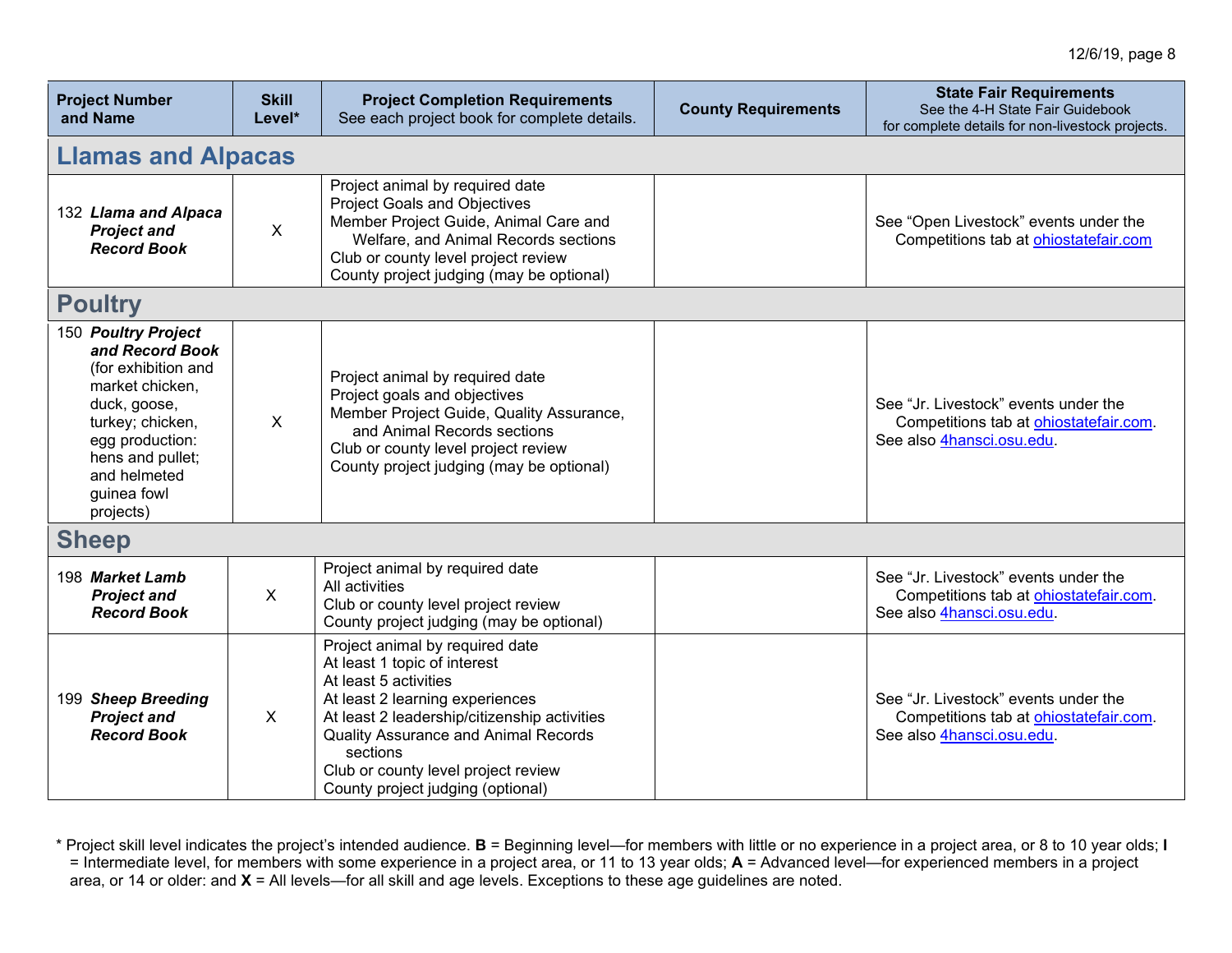| Project Number and Name | Skill Level* | Project Completion Requirements<br>See each project book for complete details. | County Requirements | State Fair Requirements<br>See the 4-H State Fair Guidebook for complete details for non-livestock projects. |
|---|---|---|---|---|
| **Llamas and Alpacas** | | | | |
| 132 ***Llama and Alpaca Project and Record Book*** | X | Project animal by required date<br>Project Goals and Objectives<br>Member Project Guide, Animal Care and Welfare, and Animal Records sections<br>Club or county level project review<br>County project judging (may be optional) | | See "Open Livestock" events under the Competitions tab at ohiostatefair.com |
| **Poultry** | | | | |
| 150 ***Poultry Project and Record Book*** (for exhibition and market chicken, duck, goose, turkey; chicken, egg production: hens and pullet; and helmeted guinea fowl projects) | X | Project animal by required date<br>Project goals and objectives<br>Member Project Guide, Quality Assurance, and Animal Records sections<br>Club or county level project review<br>County project judging (may be optional) | | See "Jr. Livestock" events under the Competitions tab at ohiostatefair.com.<br>See also 4hansci.osu.edu. |
| **Sheep** | | | | |
| 198 ***Market Lamb Project and Record Book*** | X | Project animal by required date<br>All activities<br>Club or county level project review<br>County project judging (may be optional) | | See "Jr. Livestock" events under the Competitions tab at ohiostatefair.com.<br>See also 4hansci.osu.edu. |
| 199 ***Sheep Breeding Project and Record Book*** | X | Project animal by required date<br>At least 1 topic of interest<br>At least 5 activities<br>At least 2 learning experiences<br>At least 2 leadership/citizenship activities<br>Quality Assurance and Animal Records sections<br>Club or county level project review<br>County project judging (optional) | | See "Jr. Livestock" events under the Competitions tab at ohiostatefair.com.<br>See also 4hansci.osu.edu. |

* Project skill level indicates the project's intended audience. **B** = Beginning level—for members with little or no experience in a project area, or 8 to 10 year olds; **I** = Intermediate level, for members with some experience in a project area, or 11 to 13 year olds; **A** = Advanced level—for experienced members in a project area, or 14 or older: and **X** = All levels—for all skill and age levels. Exceptions to these age guidelines are noted.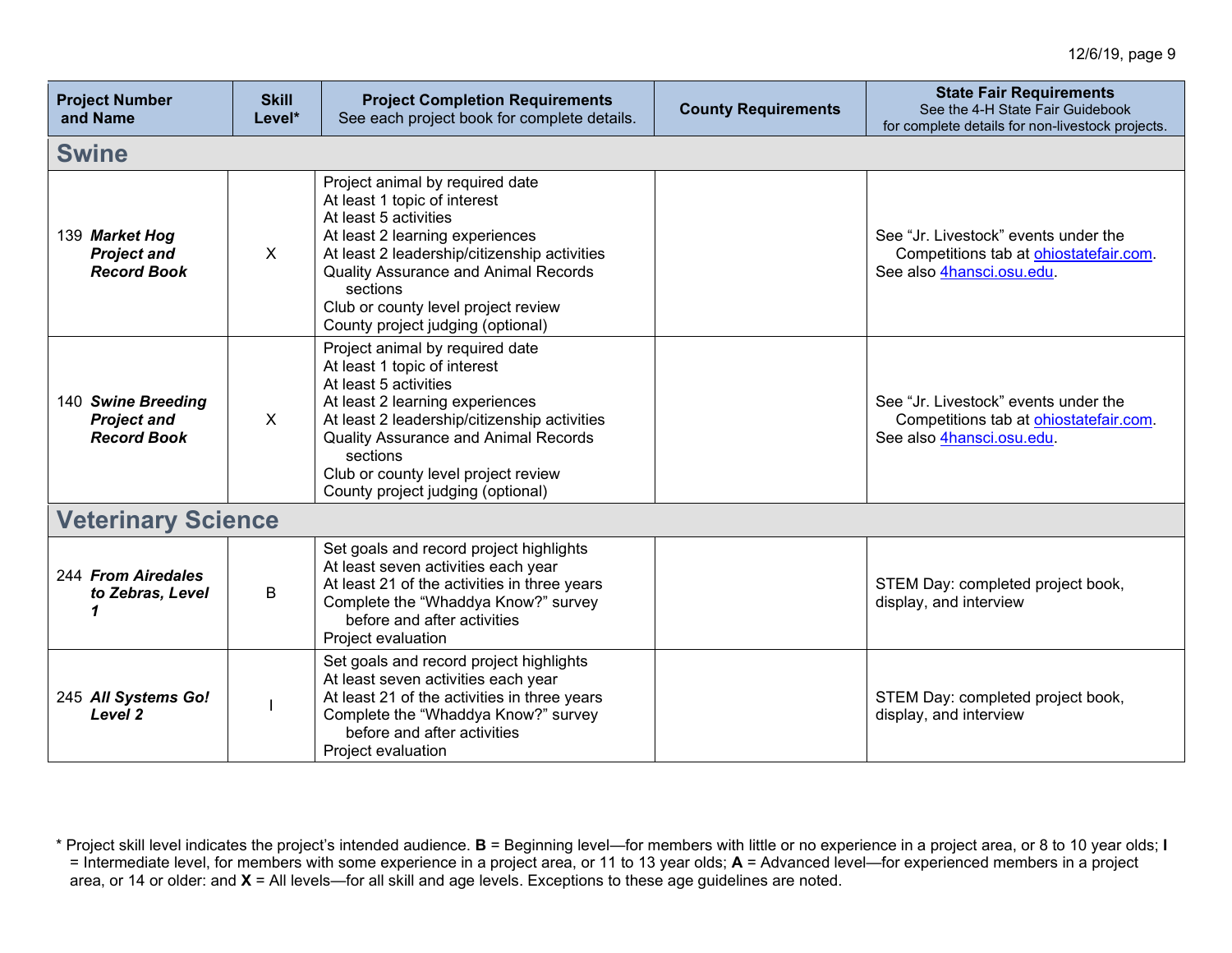| Project Number and Name | Skill Level* | Project Completion Requirements<br>See each project book for complete details. | County Requirements | State Fair Requirements<br>See the 4-H State Fair Guidebook for complete details for non-livestock projects. |
|---|---|---|---|---|
| **Swine** | | | | |
| 139 ***Market Hog Project and Record Book*** | X | Project animal by required date<br>At least 1 topic of interest<br>At least 5 activities<br>At least 2 learning experiences<br>At least 2 leadership/citizenship activities<br>Quality Assurance and Animal Records sections<br>Club or county level project review<br>County project judging (optional) | | See "Jr. Livestock" events under the Competitions tab at ohiostatefair.com. See also 4hansci.osu.edu. |
| 140 ***Swine Breeding Project and Record Book*** | X | Project animal by required date<br>At least 1 topic of interest<br>At least 5 activities<br>At least 2 learning experiences<br>At least 2 leadership/citizenship activities<br>Quality Assurance and Animal Records sections<br>Club or county level project review<br>County project judging (optional) | | See "Jr. Livestock" events under the Competitions tab at ohiostatefair.com. See also 4hansci.osu.edu. |
| **Veterinary Science** | | | | |
| 244 ***From Airedales to Zebras, Level 1*** | B | Set goals and record project highlights<br>At least seven activities each year<br>At least 21 of the activities in three years<br>Complete the "Whaddya Know?" survey before and after activities<br>Project evaluation | | STEM Day: completed project book, display, and interview |
| 245 ***All Systems Go! Level 2*** | I | Set goals and record project highlights<br>At least seven activities each year<br>At least 21 of the activities in three years<br>Complete the "Whaddya Know?" survey before and after activities<br>Project evaluation | | STEM Day: completed project book, display, and interview |

\* Project skill level indicates the project's intended audience. **B** = Beginning level—for members with little or no experience in a project area, or 8 to 10 year olds; **I** = Intermediate level, for members with some experience in a project area, or 11 to 13 year olds; **A** = Advanced level—for experienced members in a project area, or 14 or older: and **X** = All levels—for all skill and age levels. Exceptions to these age guidelines are noted.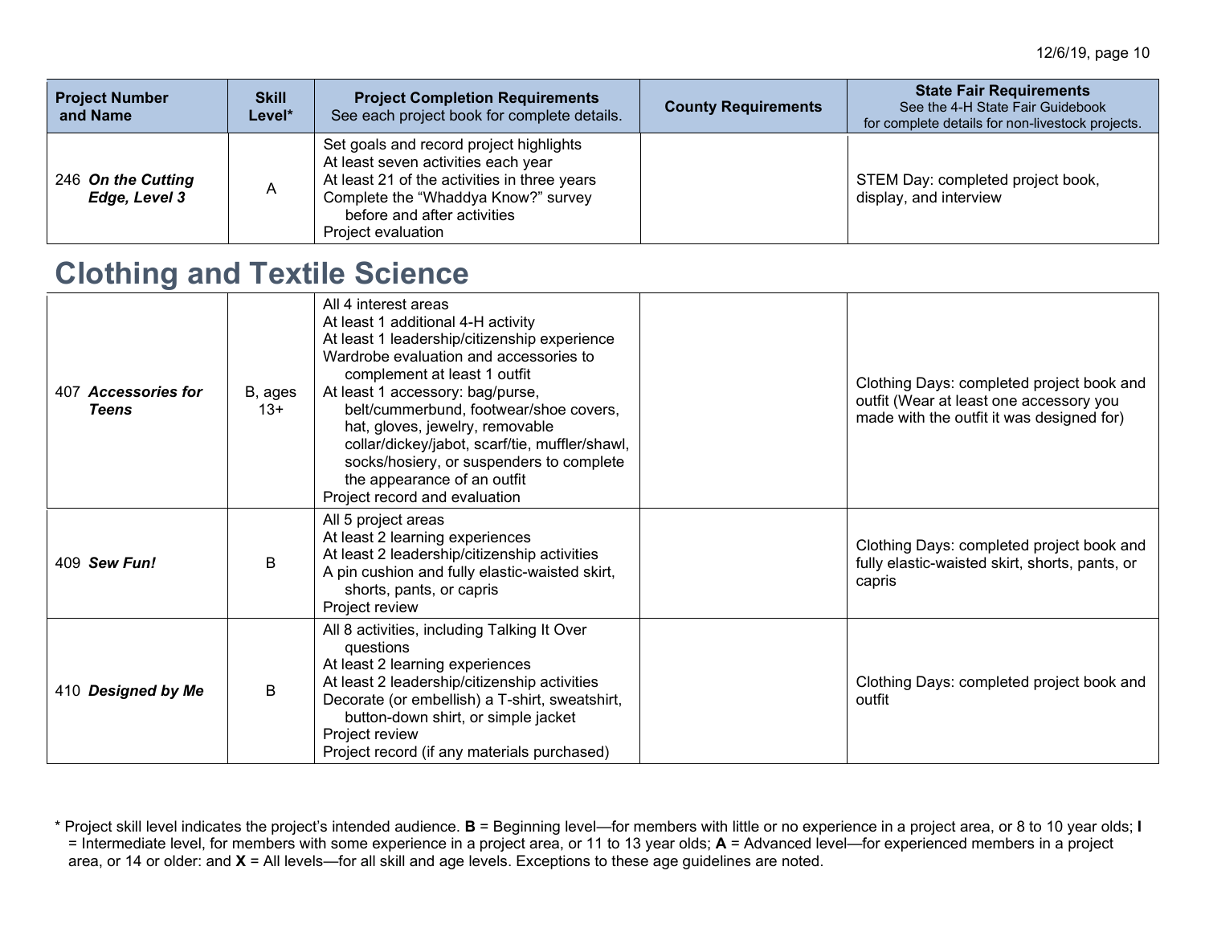| Project Number and Name | Skill Level* | Project Completion Requirements See each project book for complete details. | County Requirements | State Fair Requirements See the 4-H State Fair Guidebook for complete details for non-livestock projects. |
|---|---|---|---|---|
| 246 ***On the Cutting Edge, Level 3*** | A | Set goals and record project highlights<br>At least seven activities each year<br>At least 21 of the activities in three years<br>Complete the "Whaddya Know?" survey before and after activities<br>Project evaluation | | STEM Day: completed project book, display, and interview |

## Clothing and Textile Science

| Project Number and Name | Skill Level* | Project Completion Requirements See each project book for complete details. | County Requirements | State Fair Requirements See the 4-H State Fair Guidebook for complete details for non-livestock projects. |
|---|---|---|---|---|
| 407 ***Accessories for Teens*** | B, ages 13+ | All 4 interest areas<br>At least 1 additional 4-H activity<br>At least 1 leadership/citizenship experience<br>Wardrobe evaluation and accessories to complement at least 1 outfit<br>At least 1 accessory: bag/purse, belt/cummerbund, footwear/shoe covers, hat, gloves, jewelry, removable collar/dickey/jabot, scarf/tie, muffler/shawl, socks/hosiery, or suspenders to complete the appearance of an outfit<br>Project record and evaluation | | Clothing Days: completed project book and outfit (Wear at least one accessory you made with the outfit it was designed for) |
| 409 ***Sew Fun!*** | B | All 5 project areas<br>At least 2 learning experiences<br>At least 2 leadership/citizenship activities<br>A pin cushion and fully elastic-waisted skirt, shorts, pants, or capris<br>Project review | | Clothing Days: completed project book and fully elastic-waisted skirt, shorts, pants, or capris |
| 410 ***Designed by Me*** | B | All 8 activities, including Talking It Over questions<br>At least 2 learning experiences<br>At least 2 leadership/citizenship activities<br>Decorate (or embellish) a T-shirt, sweatshirt, button-down shirt, or simple jacket<br>Project review<br>Project record (if any materials purchased) | | Clothing Days: completed project book and outfit |

\* Project skill level indicates the project's intended audience. **B** = Beginning level—for members with little or no experience in a project area, or 8 to 10 year olds; **I** = Intermediate level, for members with some experience in a project area, or 11 to 13 year olds; **A** = Advanced level—for experienced members in a project area, or 14 or older: and **X** = All levels—for all skill and age levels. Exceptions to these age guidelines are noted.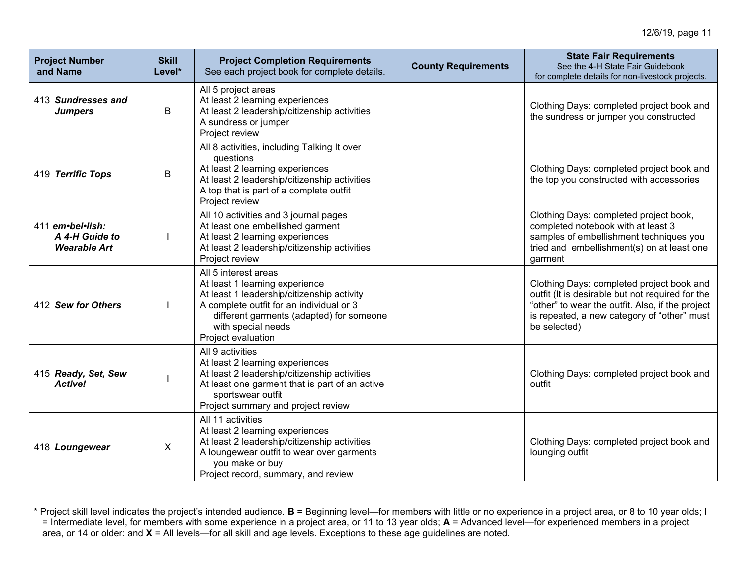| Project Number and Name | Skill Level* | Project Completion Requirements See each project book for complete details. | County Requirements | State Fair Requirements See the 4-H State Fair Guidebook for complete details for non-livestock projects. |
|---|---|---|---|---|
| 413 ***Sundresses and Jumpers*** | B | All 5 project areas<br>At least 2 learning experiences<br>At least 2 leadership/citizenship activities<br>A sundress or jumper<br>Project review | | Clothing Days: completed project book and the sundress or jumper you constructed |
| 419 ***Terrific Tops*** | B | All 8 activities, including Talking It over questions<br>At least 2 learning experiences<br>At least 2 leadership/citizenship activities<br>A top that is part of a complete outfit<br>Project review | | Clothing Days: completed project book and the top you constructed with accessories |
| 411 ***em•bel•lish: A 4-H Guide to Wearable Art*** | I | All 10 activities and 3 journal pages<br>At least one embellished garment<br>At least 2 learning experiences<br>At least 2 leadership/citizenship activities<br>Project review | | Clothing Days: completed project book, completed notebook with at least 3 samples of embellishment techniques you tried and embellishment(s) on at least one garment |
| 412 ***Sew for Others*** | I | All 5 interest areas<br>At least 1 learning experience<br>At least 1 leadership/citizenship activity<br>A complete outfit for an individual or 3 different garments (adapted) for someone with special needs<br>Project evaluation | | Clothing Days: completed project book and outfit (It is desirable but not required for the "other" to wear the outfit. Also, if the project is repeated, a new category of "other" must be selected) |
| 415 ***Ready, Set, Sew Active!*** | I | All 9 activities<br>At least 2 learning experiences<br>At least 2 leadership/citizenship activities<br>At least one garment that is part of an active sportswear outfit<br>Project summary and project review | | Clothing Days: completed project book and outfit |
| 418 ***Loungewear*** | X | All 11 activities<br>At least 2 learning experiences<br>At least 2 leadership/citizenship activities<br>A loungewear outfit to wear over garments you make or buy<br>Project record, summary, and review | | Clothing Days: completed project book and lounging outfit |

* Project skill level indicates the project's intended audience. **B** = Beginning level—for members with little or no experience in a project area, or 8 to 10 year olds; **I** = Intermediate level, for members with some experience in a project area, or 11 to 13 year olds; **A** = Advanced level—for experienced members in a project area, or 14 or older: and **X** = All levels—for all skill and age levels. Exceptions to these age guidelines are noted.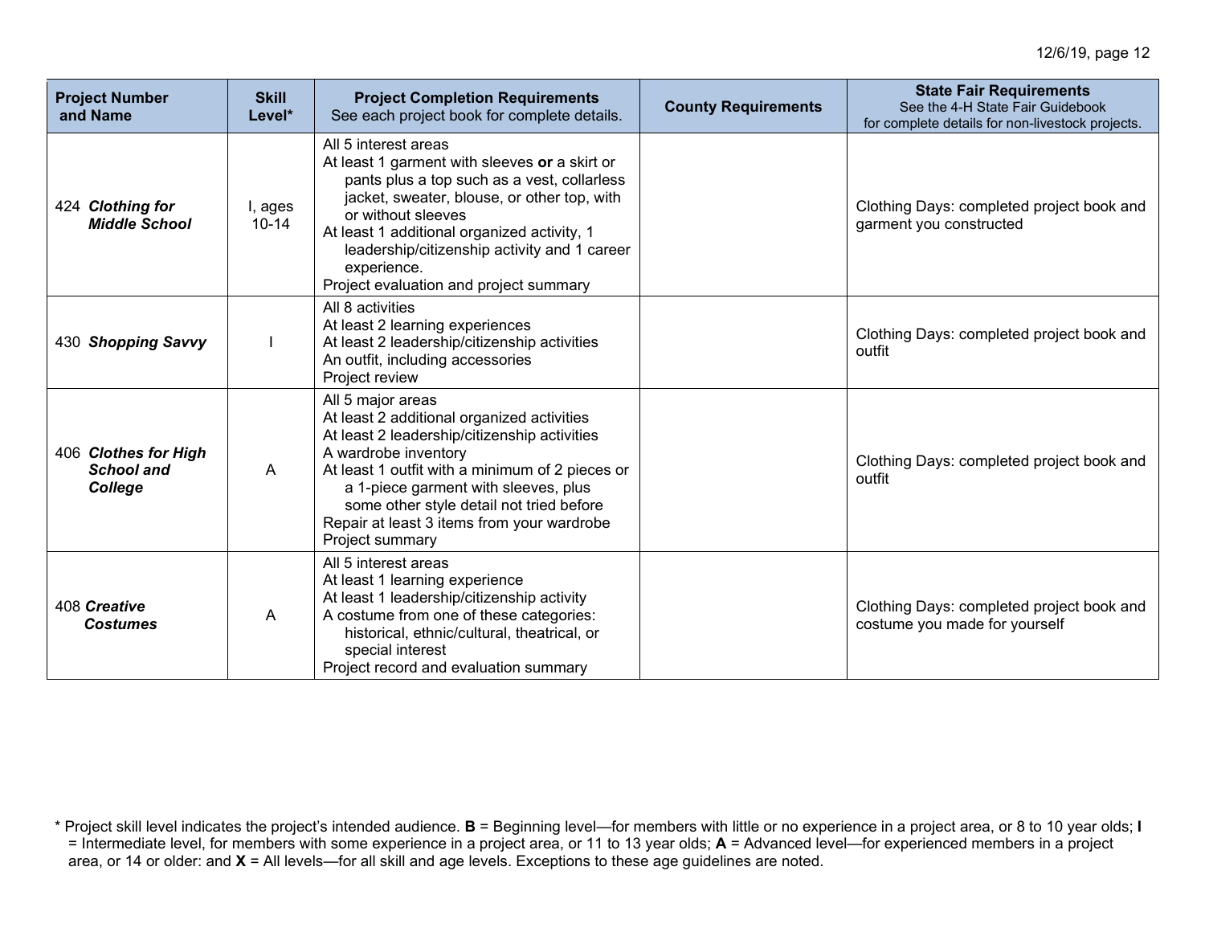| Project Number and Name | Skill Level* | Project Completion Requirements<br>See each project book for complete details. | County Requirements | State Fair Requirements<br>See the 4-H State Fair Guidebook for complete details for non-livestock projects. |
|---|---|---|---|---|
| 424 ***Clothing for Middle School*** | I, ages 10-14 | All 5 interest areas<br>At least 1 garment with sleeves **or** a skirt or pants plus a top such as a vest, collarless jacket, sweater, blouse, or other top, with or without sleeves<br>At least 1 additional organized activity, 1 leadership/citizenship activity and 1 career experience.<br>Project evaluation and project summary | | Clothing Days: completed project book and garment you constructed |
| 430 ***Shopping Savvy*** | I | All 8 activities<br>At least 2 learning experiences<br>At least 2 leadership/citizenship activities<br>An outfit, including accessories<br>Project review | | Clothing Days: completed project book and outfit |
| 406 ***Clothes for High School and College*** | A | All 5 major areas<br>At least 2 additional organized activities<br>At least 2 leadership/citizenship activities<br>A wardrobe inventory<br>At least 1 outfit with a minimum of 2 pieces or a 1-piece garment with sleeves, plus some other style detail not tried before<br>Repair at least 3 items from your wardrobe<br>Project summary | | Clothing Days: completed project book and outfit |
| 408 ***Creative Costumes*** | A | All 5 interest areas<br>At least 1 learning experience<br>At least 1 leadership/citizenship activity<br>A costume from one of these categories: historical, ethnic/cultural, theatrical, or special interest<br>Project record and evaluation summary | | Clothing Days: completed project book and costume you made for yourself |

* Project skill level indicates the project's intended audience. **B** = Beginning level—for members with little or no experience in a project area, or 8 to 10 year olds; **I** = Intermediate level, for members with some experience in a project area, or 11 to 13 year olds; **A** = Advanced level—for experienced members in a project area, or 14 or older: and **X** = All levels—for all skill and age levels. Exceptions to these age guidelines are noted.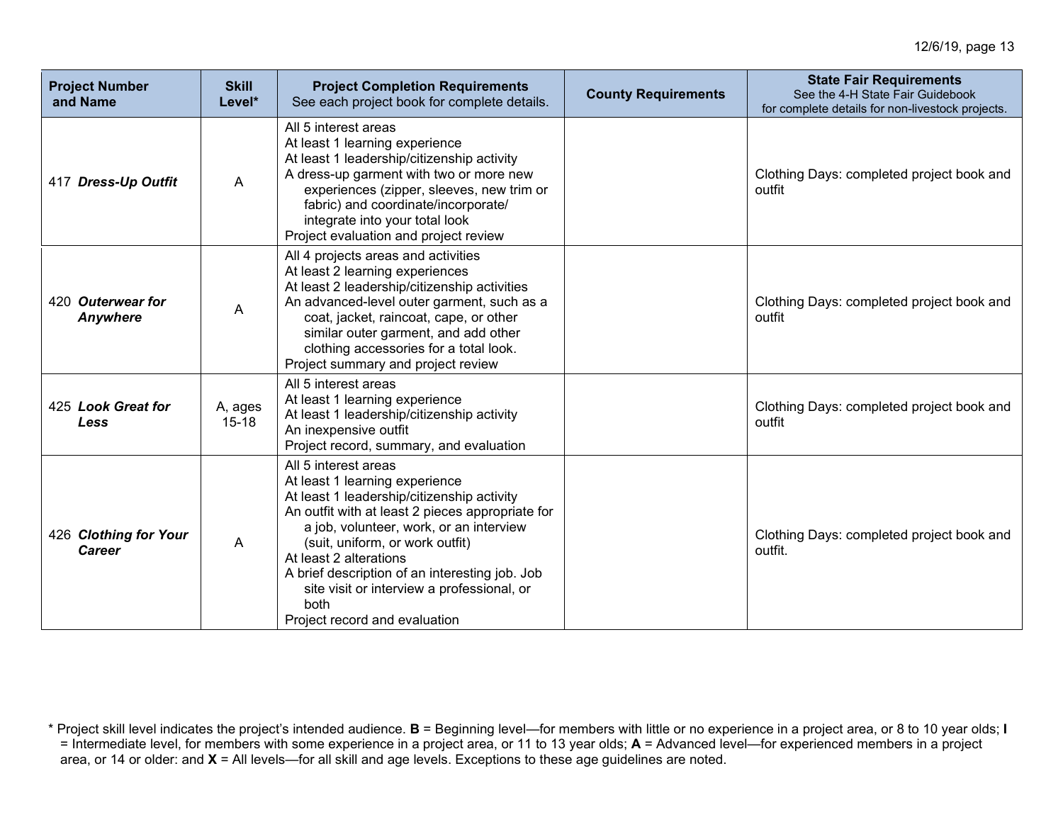| Project Number and Name | Skill Level* | Project Completion Requirements<br>See each project book for complete details. | County Requirements | State Fair Requirements<br>See the 4-H State Fair Guidebook for complete details for non-livestock projects. |
|---|---|---|---|---|
| 417 ***Dress-Up Outfit*** | A | All 5 interest areas<br>At least 1 learning experience<br>At least 1 leadership/citizenship activity<br>A dress-up garment with two or more new experiences (zipper, sleeves, new trim or fabric) and coordinate/incorporate/ integrate into your total look<br>Project evaluation and project review | | Clothing Days: completed project book and outfit |
| 420 ***Outerwear for Anywhere*** | A | All 4 projects areas and activities<br>At least 2 learning experiences<br>At least 2 leadership/citizenship activities<br>An advanced-level outer garment, such as a coat, jacket, raincoat, cape, or other similar outer garment, and add other clothing accessories for a total look.<br>Project summary and project review | | Clothing Days: completed project book and outfit |
| 425 ***Look Great for Less*** | A, ages 15-18 | All 5 interest areas<br>At least 1 learning experience<br>At least 1 leadership/citizenship activity<br>An inexpensive outfit<br>Project record, summary, and evaluation | | Clothing Days: completed project book and outfit |
| 426 ***Clothing for Your Career*** | A | All 5 interest areas<br>At least 1 learning experience<br>At least 1 leadership/citizenship activity<br>An outfit with at least 2 pieces appropriate for a job, volunteer, work, or an interview (suit, uniform, or work outfit)<br>At least 2 alterations<br>A brief description of an interesting job. Job site visit or interview a professional, or both<br>Project record and evaluation | | Clothing Days: completed project book and outfit. |

* Project skill level indicates the project's intended audience. **B** = Beginning level—for members with little or no experience in a project area, or 8 to 10 year olds; **I** = Intermediate level, for members with some experience in a project area, or 11 to 13 year olds; **A** = Advanced level—for experienced members in a project area, or 14 or older: and **X** = All levels—for all skill and age levels. Exceptions to these age guidelines are noted.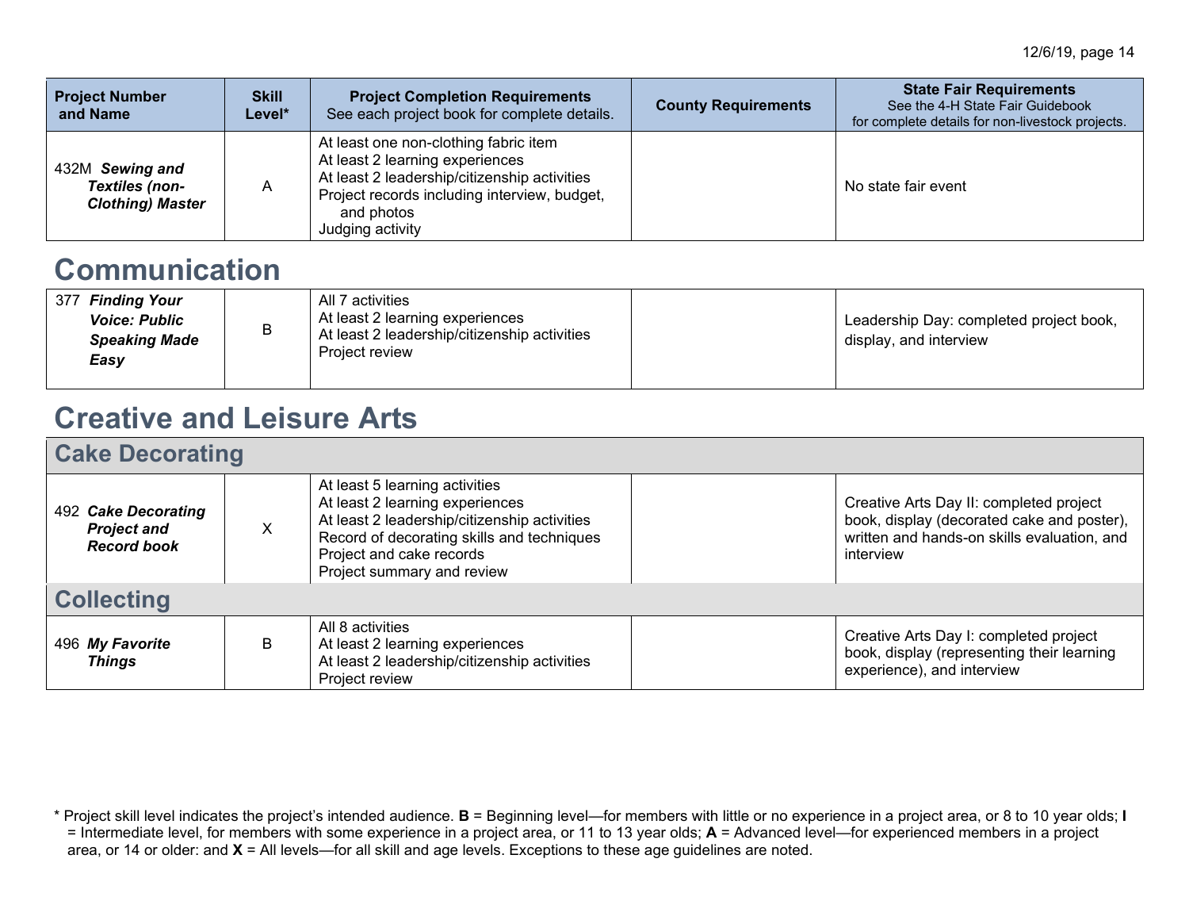| Project Number and Name | Skill Level* | Project Completion Requirements<br>See each project book for complete details. | County Requirements | State Fair Requirements<br>See the 4-H State Fair Guidebook for complete details for non-livestock projects. |
|---|---|---|---|---|
| 432M ***Sewing and Textiles (non-Clothing) Master*** | A | At least one non-clothing fabric item<br>At least 2 learning experiences<br>At least 2 leadership/citizenship activities<br>Project records including interview, budget, and photos<br>Judging activity | | No state fair event |

# Communication

| Project Number and Name | Skill Level* | Project Completion Requirements | County Requirements | State Fair Requirements |
|---|---|---|---|---|
| 377 ***Finding Your Voice: Public Speaking Made Easy*** | B | All 7 activities<br>At least 2 learning experiences<br>At least 2 leadership/citizenship activities<br>Project review | | Leadership Day: completed project book, display, and interview |

# Creative and Leisure Arts

## Cake Decorating

| Project Number and Name | Skill Level* | Project Completion Requirements | County Requirements | State Fair Requirements |
|---|---|---|---|---|
| 492 ***Cake Decorating Project and Record book*** | X | At least 5 learning activities<br>At least 2 learning experiences<br>At least 2 leadership/citizenship activities<br>Record of decorating skills and techniques<br>Project and cake records<br>Project summary and review | | Creative Arts Day II: completed project book, display (decorated cake and poster), written and hands-on skills evaluation, and interview |

## Collecting

| Project Number and Name | Skill Level* | Project Completion Requirements | County Requirements | State Fair Requirements |
|---|---|---|---|---|
| 496 ***My Favorite Things*** | B | All 8 activities<br>At least 2 learning experiences<br>At least 2 leadership/citizenship activities<br>Project review | | Creative Arts Day I: completed project book, display (representing their learning experience), and interview |

* Project skill level indicates the project's intended audience. **B** = Beginning level—for members with little or no experience in a project area, or 8 to 10 year olds; **I** = Intermediate level, for members with some experience in a project area, or 11 to 13 year olds; **A** = Advanced level—for experienced members in a project area, or 14 or older: and **X** = All levels—for all skill and age levels. Exceptions to these age guidelines are noted.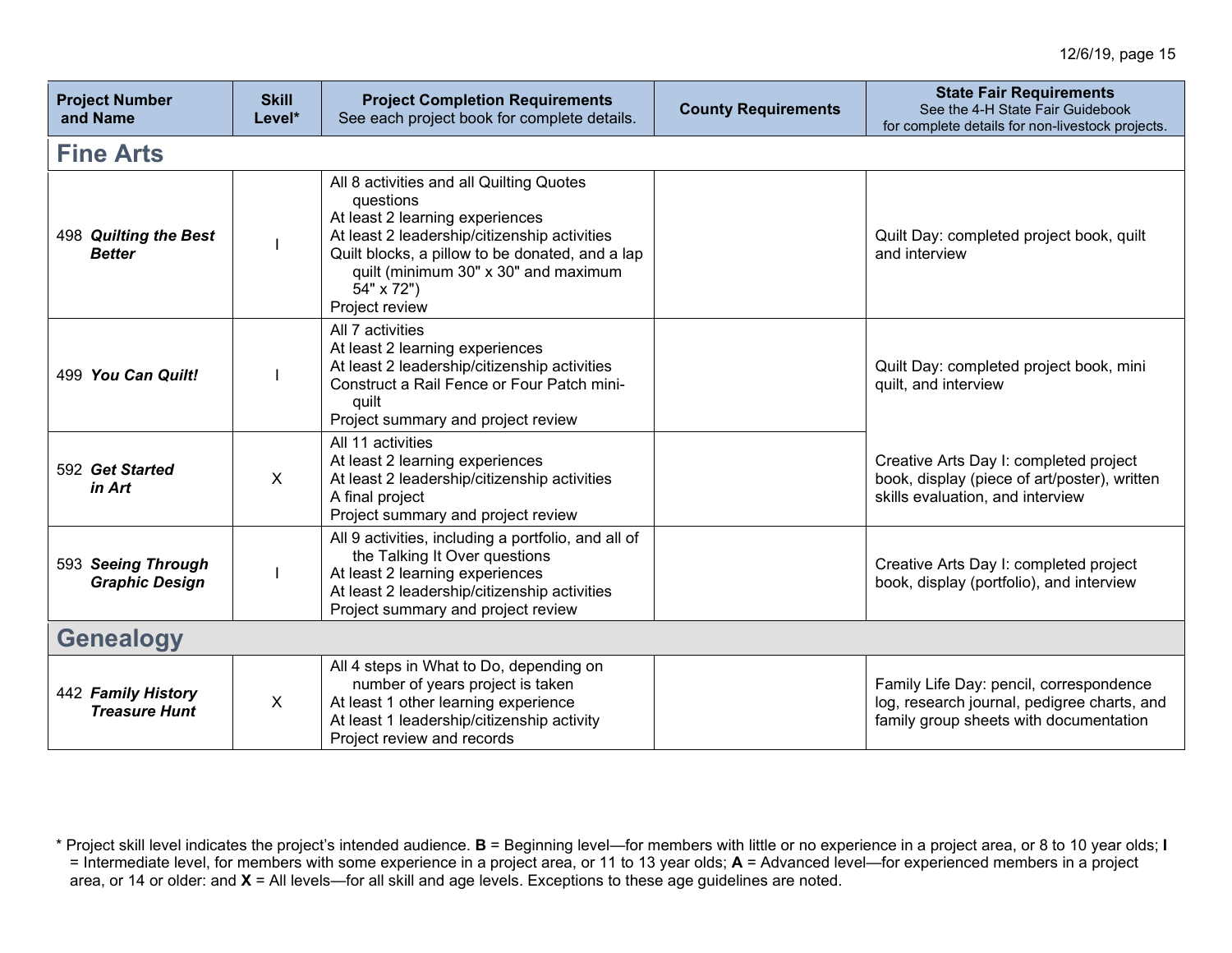| Project Number and Name | Skill Level* | Project Completion Requirements<br>See each project book for complete details. | County Requirements | State Fair Requirements<br>See the 4-H State Fair Guidebook for complete details for non-livestock projects. |
|---|---|---|---|---|
| **Fine Arts** | | | | |
| 498 ***Quilting the Best Better*** | I | All 8 activities and all Quilting Quotes questions<br>At least 2 learning experiences<br>At least 2 leadership/citizenship activities<br>Quilt blocks, a pillow to be donated, and a lap quilt (minimum 30" x 30" and maximum 54" x 72")<br>Project review | | Quilt Day: completed project book, quilt and interview |
| 499 ***You Can Quilt!*** | I | All 7 activities<br>At least 2 learning experiences<br>At least 2 leadership/citizenship activities<br>Construct a Rail Fence or Four Patch mini-quilt<br>Project summary and project review | | Quilt Day: completed project book, mini quilt, and interview |
| 592 ***Get Started in Art*** | X | All 11 activities<br>At least 2 learning experiences<br>At least 2 leadership/citizenship activities<br>A final project<br>Project summary and project review | | Creative Arts Day I: completed project book, display (piece of art/poster), written skills evaluation, and interview |
| 593 ***Seeing Through Graphic Design*** | I | All 9 activities, including a portfolio, and all of the Talking It Over questions<br>At least 2 learning experiences<br>At least 2 leadership/citizenship activities<br>Project summary and project review | | Creative Arts Day I: completed project book, display (portfolio), and interview |
| **Genealogy** | | | | |
| 442 ***Family History Treasure Hunt*** | X | All 4 steps in What to Do, depending on number of years project is taken<br>At least 1 other learning experience<br>At least 1 leadership/citizenship activity<br>Project review and records | | Family Life Day: pencil, correspondence log, research journal, pedigree charts, and family group sheets with documentation |

\* Project skill level indicates the project's intended audience. **B** = Beginning level—for members with little or no experience in a project area, or 8 to 10 year olds; **I** = Intermediate level, for members with some experience in a project area, or 11 to 13 year olds; **A** = Advanced level—for experienced members in a project area, or 14 or older: and **X** = All levels—for all skill and age levels. Exceptions to these age guidelines are noted.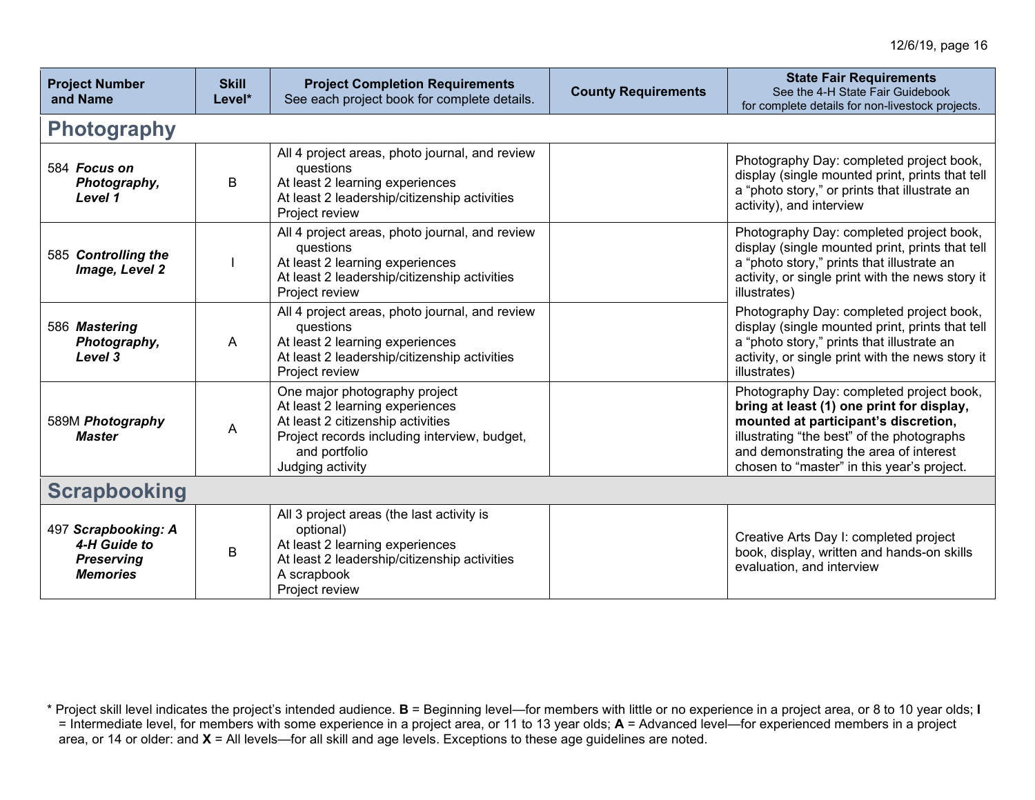| Project Number and Name | Skill Level* | Project Completion Requirements See each project book for complete details. | County Requirements | State Fair Requirements See the 4-H State Fair Guidebook for complete details for non-livestock projects. |
|---|---|---|---|---|
| **Photography** | | | | |
| 584 ***Focus on Photography, Level 1*** | B | All 4 project areas, photo journal, and review questions<br>At least 2 learning experiences<br>At least 2 leadership/citizenship activities<br>Project review | | Photography Day: completed project book, display (single mounted print, prints that tell a "photo story," or prints that illustrate an activity), and interview |
| 585 ***Controlling the Image, Level 2*** | I | All 4 project areas, photo journal, and review questions<br>At least 2 learning experiences<br>At least 2 leadership/citizenship activities<br>Project review | | Photography Day: completed project book, display (single mounted print, prints that tell a "photo story," prints that illustrate an activity, or single print with the news story it illustrates) |
| 586 ***Mastering Photography, Level 3*** | A | All 4 project areas, photo journal, and review questions<br>At least 2 learning experiences<br>At least 2 leadership/citizenship activities<br>Project review | | Photography Day: completed project book, display (single mounted print, prints that tell a "photo story," prints that illustrate an activity, or single print with the news story it illustrates) |
| 589M ***Photography Master*** | A | One major photography project<br>At least 2 learning experiences<br>At least 2 citizenship activities<br>Project records including interview, budget, and portfolio<br>Judging activity | | Photography Day: completed project book, **bring at least (1) one print for display, mounted at participant's discretion,** illustrating "the best" of the photographs and demonstrating the area of interest chosen to "master" in this year's project. |
| **Scrapbooking** | | | | |
| 497 ***Scrapbooking: A 4-H Guide to Preserving Memories*** | B | All 3 project areas (the last activity is optional)<br>At least 2 learning experiences<br>At least 2 leadership/citizenship activities<br>A scrapbook<br>Project review | | Creative Arts Day I: completed project book, display, written and hands-on skills evaluation, and interview |

\* Project skill level indicates the project's intended audience. **B** = Beginning level—for members with little or no experience in a project area, or 8 to 10 year olds; **I** = Intermediate level, for members with some experience in a project area, or 11 to 13 year olds; **A** = Advanced level—for experienced members in a project area, or 14 or older: and **X** = All levels—for all skill and age levels. Exceptions to these age guidelines are noted.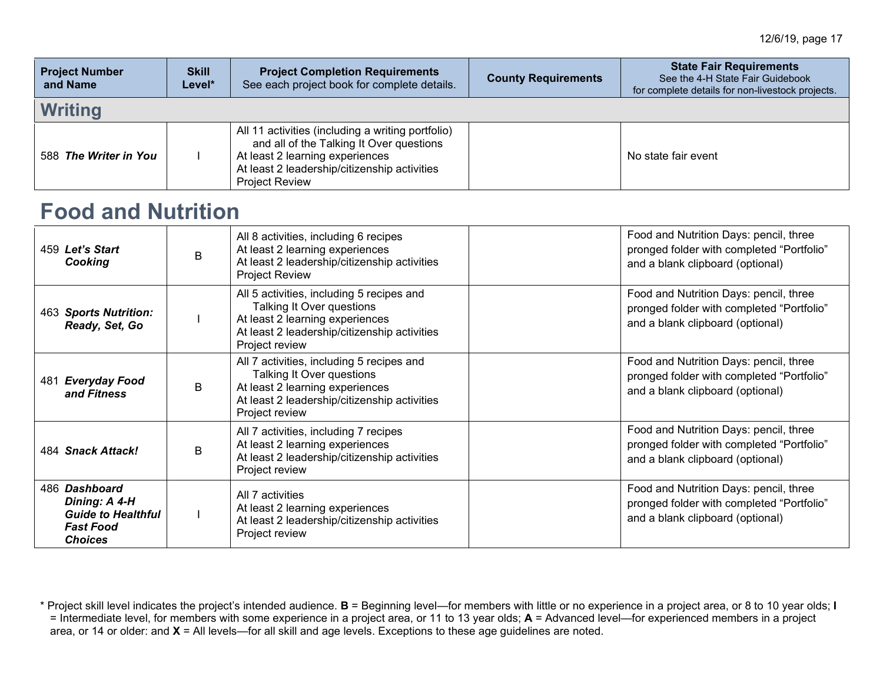| Project Number and Name | Skill Level* | Project Completion Requirements<br>See each project book for complete details. | County Requirements | State Fair Requirements<br>See the 4-H State Fair Guidebook for complete details for non-livestock projects. |
|---|---|---|---|---|
| **Writing** | | | | |
| 588 ***The Writer in You*** | I | All 11 activities (including a writing portfolio) and all of the Talking It Over questions<br>At least 2 learning experiences<br>At least 2 leadership/citizenship activities<br>Project Review | | No state fair event |

# Food and Nutrition

| Project Number and Name | Skill Level* | Project Completion Requirements | County Requirements | State Fair Requirements |
|---|---|---|---|---|
| 459 ***Let's Start Cooking*** | B | All 8 activities, including 6 recipes<br>At least 2 learning experiences<br>At least 2 leadership/citizenship activities<br>Project Review | | Food and Nutrition Days: pencil, three pronged folder with completed "Portfolio" and a blank clipboard (optional) |
| 463 ***Sports Nutrition: Ready, Set, Go*** | I | All 5 activities, including 5 recipes and Talking It Over questions<br>At least 2 learning experiences<br>At least 2 leadership/citizenship activities<br>Project review | | Food and Nutrition Days: pencil, three pronged folder with completed "Portfolio" and a blank clipboard (optional) |
| 481 ***Everyday Food and Fitness*** | B | All 7 activities, including 5 recipes and Talking It Over questions<br>At least 2 learning experiences<br>At least 2 leadership/citizenship activities<br>Project review | | Food and Nutrition Days: pencil, three pronged folder with completed "Portfolio" and a blank clipboard (optional) |
| 484 ***Snack Attack!*** | B | All 7 activities, including 7 recipes<br>At least 2 learning experiences<br>At least 2 leadership/citizenship activities<br>Project review | | Food and Nutrition Days: pencil, three pronged folder with completed "Portfolio" and a blank clipboard (optional) |
| 486 ***Dashboard Dining: A 4-H Guide to Healthful Fast Food Choices*** | I | All 7 activities<br>At least 2 learning experiences<br>At least 2 leadership/citizenship activities<br>Project review | | Food and Nutrition Days: pencil, three pronged folder with completed "Portfolio" and a blank clipboard (optional) |

* Project skill level indicates the project's intended audience. **B** = Beginning level—for members with little or no experience in a project area, or 8 to 10 year olds; **I** = Intermediate level, for members with some experience in a project area, or 11 to 13 year olds; **A** = Advanced level—for experienced members in a project area, or 14 or older: and **X** = All levels—for all skill and age levels. Exceptions to these age guidelines are noted.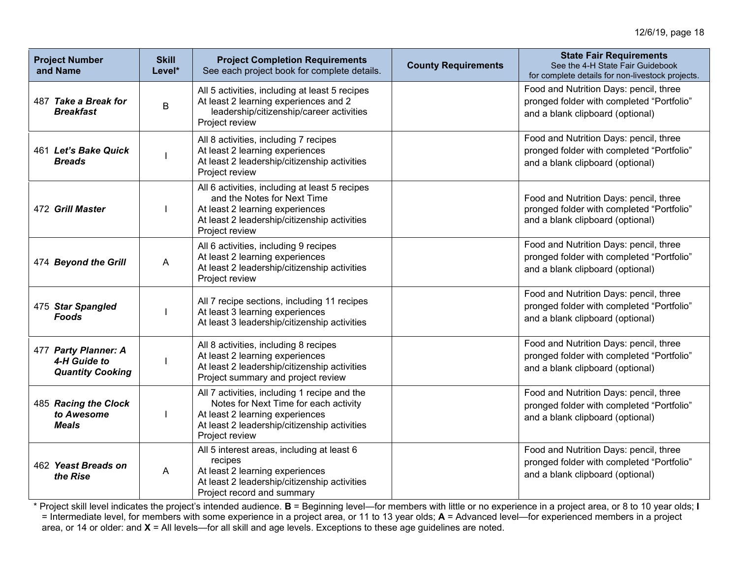| Project Number and Name | Skill Level* | Project Completion Requirements See each project book for complete details. | County Requirements | State Fair Requirements See the 4-H State Fair Guidebook for complete details for non-livestock projects. |
|---|---|---|---|---|
| 487 ***Take a Break for Breakfast*** | B | All 5 activities, including at least 5 recipes<br>At least 2 learning experiences and 2 leadership/citizenship/career activities<br>Project review | | Food and Nutrition Days: pencil, three pronged folder with completed "Portfolio" and a blank clipboard (optional) |
| 461 ***Let's Bake Quick Breads*** | I | All 8 activities, including 7 recipes<br>At least 2 learning experiences<br>At least 2 leadership/citizenship activities<br>Project review | | Food and Nutrition Days: pencil, three pronged folder with completed "Portfolio" and a blank clipboard (optional) |
| 472 ***Grill Master*** | I | All 6 activities, including at least 5 recipes and the Notes for Next Time<br>At least 2 learning experiences<br>At least 2 leadership/citizenship activities<br>Project review | | Food and Nutrition Days: pencil, three pronged folder with completed "Portfolio" and a blank clipboard (optional) |
| 474 ***Beyond the Grill*** | A | All 6 activities, including 9 recipes<br>At least 2 learning experiences<br>At least 2 leadership/citizenship activities<br>Project review | | Food and Nutrition Days: pencil, three pronged folder with completed "Portfolio" and a blank clipboard (optional) |
| 475 ***Star Spangled Foods*** | I | All 7 recipe sections, including 11 recipes<br>At least 3 learning experiences<br>At least 3 leadership/citizenship activities | | Food and Nutrition Days: pencil, three pronged folder with completed "Portfolio" and a blank clipboard (optional) |
| 477 ***Party Planner: A 4-H Guide to Quantity Cooking*** | I | All 8 activities, including 8 recipes<br>At least 2 learning experiences<br>At least 2 leadership/citizenship activities<br>Project summary and project review | | Food and Nutrition Days: pencil, three pronged folder with completed "Portfolio" and a blank clipboard (optional) |
| 485 ***Racing the Clock to Awesome Meals*** | I | All 7 activities, including 1 recipe and the Notes for Next Time for each activity<br>At least 2 learning experiences<br>At least 2 leadership/citizenship activities<br>Project review | | Food and Nutrition Days: pencil, three pronged folder with completed "Portfolio" and a blank clipboard (optional) |
| 462 ***Yeast Breads on the Rise*** | A | All 5 interest areas, including at least 6 recipes<br>At least 2 learning experiences<br>At least 2 leadership/citizenship activities<br>Project record and summary | | Food and Nutrition Days: pencil, three pronged folder with completed "Portfolio" and a blank clipboard (optional) |

\* Project skill level indicates the project's intended audience. **B** = Beginning level—for members with little or no experience in a project area, or 8 to 10 year olds; **I** = Intermediate level, for members with some experience in a project area, or 11 to 13 year olds; **A** = Advanced level—for experienced members in a project area, or 14 or older: and **X** = All levels—for all skill and age levels. Exceptions to these age guidelines are noted.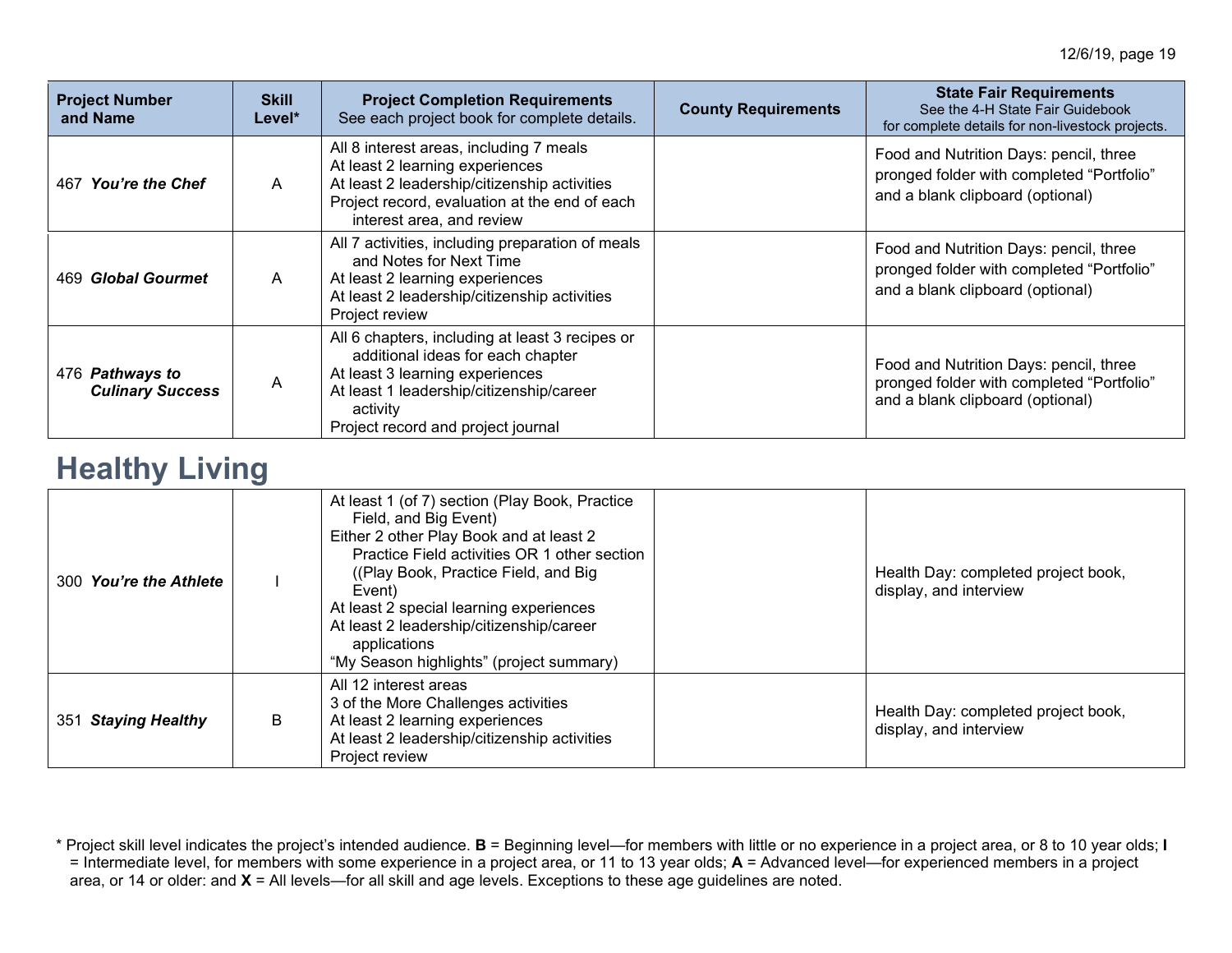| Project Number and Name | Skill Level* | Project Completion Requirements See each project book for complete details. | County Requirements | State Fair Requirements See the 4-H State Fair Guidebook for complete details for non-livestock projects. |
|---|---|---|---|---|
| 467 ***You're the Chef*** | A | All 8 interest areas, including 7 meals<br>At least 2 learning experiences<br>At least 2 leadership/citizenship activities<br>Project record, evaluation at the end of each interest area, and review | | Food and Nutrition Days: pencil, three pronged folder with completed "Portfolio" and a blank clipboard (optional) |
| 469 ***Global Gourmet*** | A | All 7 activities, including preparation of meals and Notes for Next Time<br>At least 2 learning experiences<br>At least 2 leadership/citizenship activities<br>Project review | | Food and Nutrition Days: pencil, three pronged folder with completed "Portfolio" and a blank clipboard (optional) |
| 476 ***Pathways to Culinary Success*** | A | All 6 chapters, including at least 3 recipes or additional ideas for each chapter<br>At least 3 learning experiences<br>At least 1 leadership/citizenship/career activity<br>Project record and project journal | | Food and Nutrition Days: pencil, three pronged folder with completed "Portfolio" and a blank clipboard (optional) |

## Healthy Living

| Project Number and Name | Skill Level* | Project Completion Requirements | County Requirements | State Fair Requirements |
|---|---|---|---|---|
| 300 ***You're the Athlete*** | I | At least 1 (of 7) section (Play Book, Practice Field, and Big Event)<br>Either 2 other Play Book and at least 2 Practice Field activities OR 1 other section ((Play Book, Practice Field, and Big Event)<br>At least 2 special learning experiences<br>At least 2 leadership/citizenship/career applications<br>"My Season highlights" (project summary) | | Health Day: completed project book, display, and interview |
| 351 ***Staying Healthy*** | B | All 12 interest areas<br>3 of the More Challenges activities<br>At least 2 learning experiences<br>At least 2 leadership/citizenship activities<br>Project review | | Health Day: completed project book, display, and interview |

\* Project skill level indicates the project's intended audience. **B** = Beginning level—for members with little or no experience in a project area, or 8 to 10 year olds; **I** = Intermediate level, for members with some experience in a project area, or 11 to 13 year olds; **A** = Advanced level—for experienced members in a project area, or 14 or older: and **X** = All levels—for all skill and age levels. Exceptions to these age guidelines are noted.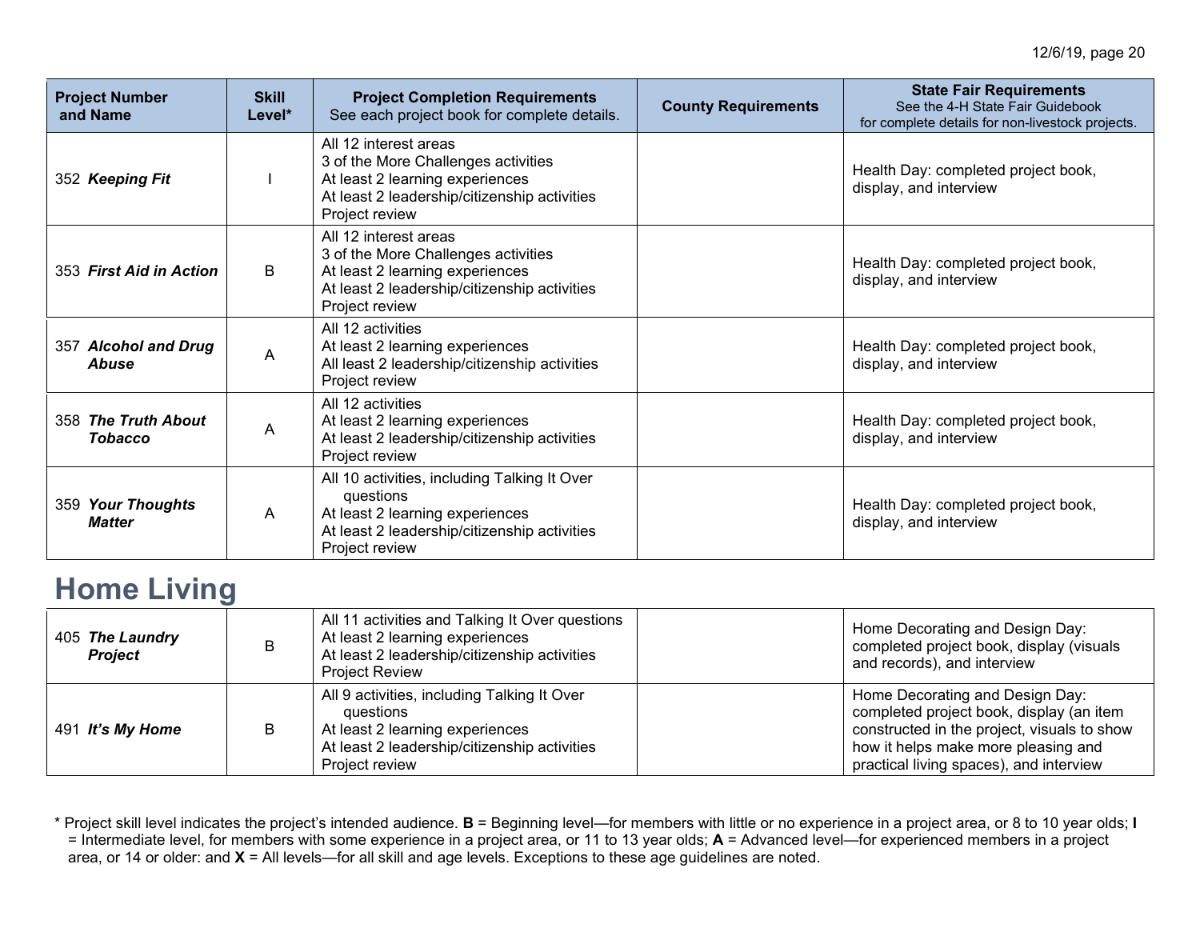| Project Number and Name | Skill Level* | Project Completion Requirements<br>See each project book for complete details. | County Requirements | State Fair Requirements<br>See the 4-H State Fair Guidebook for complete details for non-livestock projects. |
|---|---|---|---|---|
| 352 ***Keeping Fit*** | I | All 12 interest areas<br>3 of the More Challenges activities<br>At least 2 learning experiences<br>At least 2 leadership/citizenship activities<br>Project review | | Health Day: completed project book, display, and interview |
| 353 ***First Aid in Action*** | B | All 12 interest areas<br>3 of the More Challenges activities<br>At least 2 learning experiences<br>At least 2 leadership/citizenship activities<br>Project review | | Health Day: completed project book, display, and interview |
| 357 ***Alcohol and Drug Abuse*** | A | All 12 activities<br>At least 2 learning experiences<br>All least 2 leadership/citizenship activities<br>Project review | | Health Day: completed project book, display, and interview |
| 358 ***The Truth About Tobacco*** | A | All 12 activities<br>At least 2 learning experiences<br>At least 2 leadership/citizenship activities<br>Project review | | Health Day: completed project book, display, and interview |
| 359 ***Your Thoughts Matter*** | A | All 10 activities, including Talking It Over questions<br>At least 2 learning experiences<br>At least 2 leadership/citizenship activities<br>Project review | | Health Day: completed project book, display, and interview |

# Home Living

| Project Number and Name | Skill Level* | Project Completion Requirements | County Requirements | State Fair Requirements |
|---|---|---|---|---|
| 405 ***The Laundry Project*** | B | All 11 activities and Talking It Over questions<br>At least 2 learning experiences<br>At least 2 leadership/citizenship activities<br>Project Review | | Home Decorating and Design Day: completed project book, display (visuals and records), and interview |
| 491 ***It's My Home*** | B | All 9 activities, including Talking It Over questions<br>At least 2 learning experiences<br>At least 2 leadership/citizenship activities<br>Project review | | Home Decorating and Design Day: completed project book, display (an item constructed in the project, visuals to show how it helps make more pleasing and practical living spaces), and interview |

* Project skill level indicates the project's intended audience. **B** = Beginning level—for members with little or no experience in a project area, or 8 to 10 year olds; **I** = Intermediate level, for members with some experience in a project area, or 11 to 13 year olds; **A** = Advanced level—for experienced members in a project area, or 14 or older: and **X** = All levels—for all skill and age levels. Exceptions to these age guidelines are noted.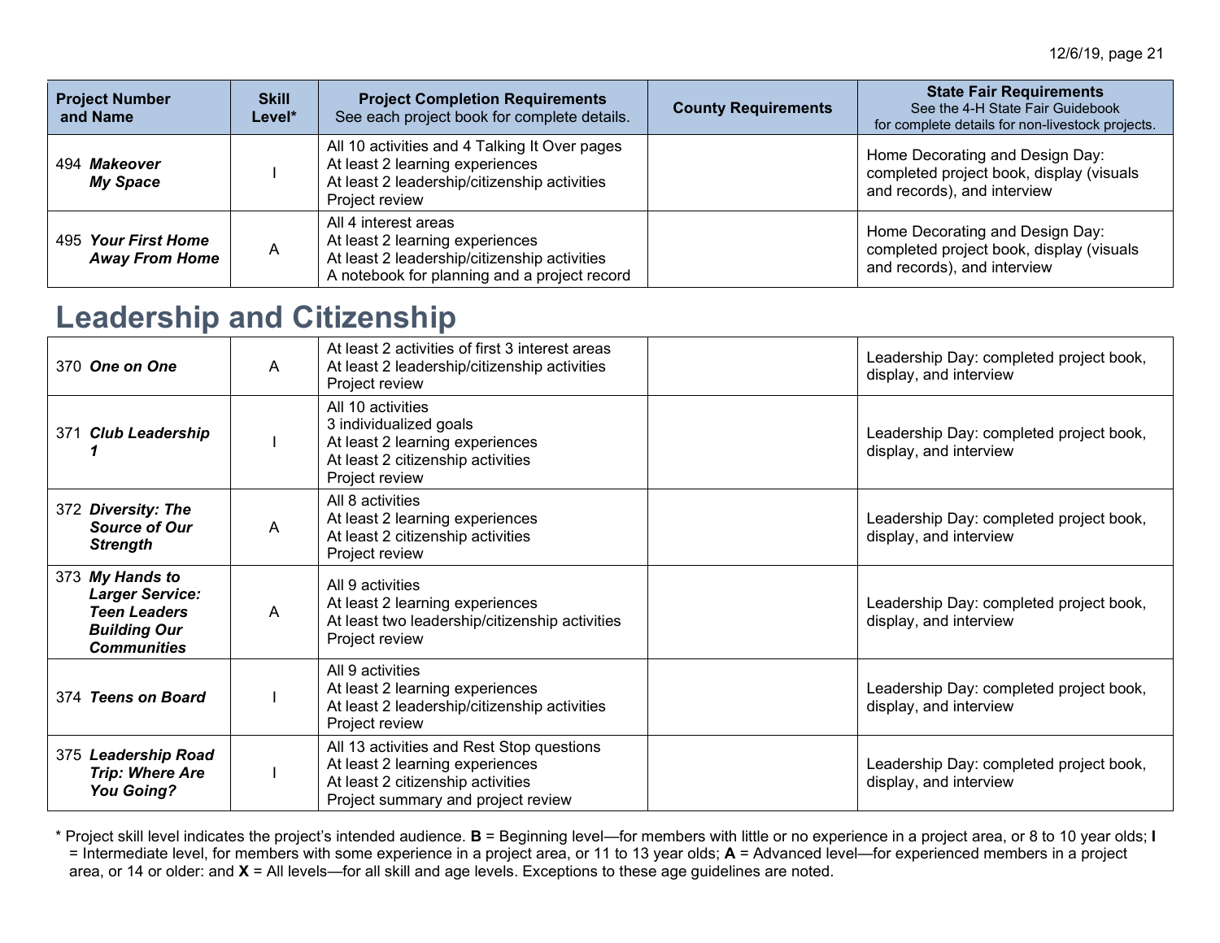| Project Number and Name | Skill Level* | Project Completion Requirements<br>See each project book for complete details. | County Requirements | State Fair Requirements<br>See the 4-H State Fair Guidebook for complete details for non-livestock projects. |
|---|---|---|---|---|
| 494 ***Makeover My Space*** | I | All 10 activities and 4 Talking It Over pages<br>At least 2 learning experiences<br>At least 2 leadership/citizenship activities<br>Project review | | Home Decorating and Design Day: completed project book, display (visuals and records), and interview |
| 495 ***Your First Home Away From Home*** | A | All 4 interest areas<br>At least 2 learning experiences<br>At least 2 leadership/citizenship activities<br>A notebook for planning and a project record | | Home Decorating and Design Day: completed project book, display (visuals and records), and interview |

# Leadership and Citizenship

| Project Number and Name | Skill Level* | Project Completion Requirements | County Requirements | State Fair Requirements |
|---|---|---|---|---|
| 370 ***One on One*** | A | At least 2 activities of first 3 interest areas<br>At least 2 leadership/citizenship activities<br>Project review | | Leadership Day: completed project book, display, and interview |
| 371 ***Club Leadership 1*** | I | All 10 activities<br>3 individualized goals<br>At least 2 learning experiences<br>At least 2 citizenship activities<br>Project review | | Leadership Day: completed project book, display, and interview |
| 372 ***Diversity: The Source of Our Strength*** | A | All 8 activities<br>At least 2 learning experiences<br>At least 2 citizenship activities<br>Project review | | Leadership Day: completed project book, display, and interview |
| 373 ***My Hands to Larger Service: Teen Leaders Building Our Communities*** | A | All 9 activities<br>At least 2 learning experiences<br>At least two leadership/citizenship activities<br>Project review | | Leadership Day: completed project book, display, and interview |
| 374 ***Teens on Board*** | I | All 9 activities<br>At least 2 learning experiences<br>At least 2 leadership/citizenship activities<br>Project review | | Leadership Day: completed project book, display, and interview |
| 375 ***Leadership Road Trip: Where Are You Going?*** | I | All 13 activities and Rest Stop questions<br>At least 2 learning experiences<br>At least 2 citizenship activities<br>Project summary and project review | | Leadership Day: completed project book, display, and interview |

\* Project skill level indicates the project's intended audience. **B** = Beginning level—for members with little or no experience in a project area, or 8 to 10 year olds; **I** = Intermediate level, for members with some experience in a project area, or 11 to 13 year olds; **A** = Advanced level—for experienced members in a project area, or 14 or older: and **X** = All levels—for all skill and age levels. Exceptions to these age guidelines are noted.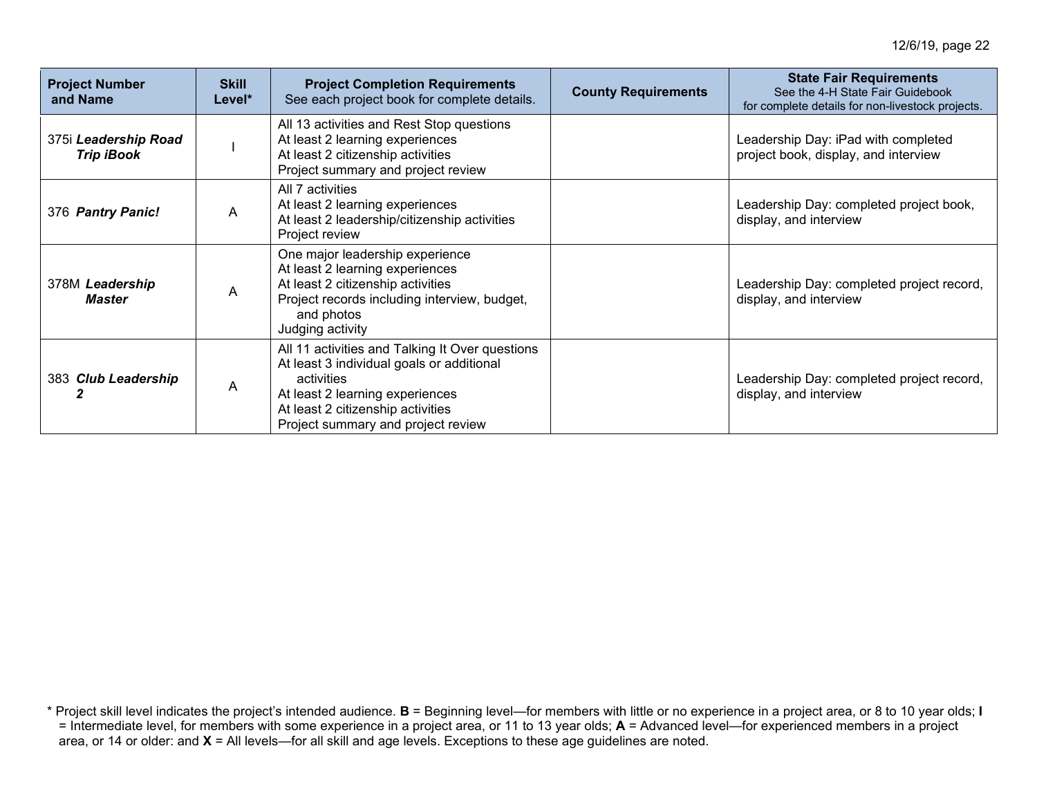| Project Number and Name | Skill Level* | Project Completion Requirements<br>See each project book for complete details. | County Requirements | State Fair Requirements<br>See the 4-H State Fair Guidebook for complete details for non-livestock projects. |
|---|---|---|---|---|
| 375i ***Leadership Road Trip iBook*** | I | All 13 activities and Rest Stop questions<br>At least 2 learning experiences<br>At least 2 citizenship activities<br>Project summary and project review | | Leadership Day: iPad with completed project book, display, and interview |
| 376 ***Pantry Panic!*** | A | All 7 activities<br>At least 2 learning experiences<br>At least 2 leadership/citizenship activities<br>Project review | | Leadership Day: completed project book, display, and interview |
| 378M ***Leadership Master*** | A | One major leadership experience<br>At least 2 learning experiences<br>At least 2 citizenship activities<br>Project records including interview, budget, and photos<br>Judging activity | | Leadership Day: completed project record, display, and interview |
| 383 ***Club Leadership 2*** | A | All 11 activities and Talking It Over questions<br>At least 3 individual goals or additional activities<br>At least 2 learning experiences<br>At least 2 citizenship activities<br>Project summary and project review | | Leadership Day: completed project record, display, and interview |

\* Project skill level indicates the project's intended audience. **B** = Beginning level—for members with little or no experience in a project area, or 8 to 10 year olds; **I** = Intermediate level, for members with some experience in a project area, or 11 to 13 year olds; **A** = Advanced level—for experienced members in a project area, or 14 or older: and **X** = All levels—for all skill and age levels. Exceptions to these age guidelines are noted.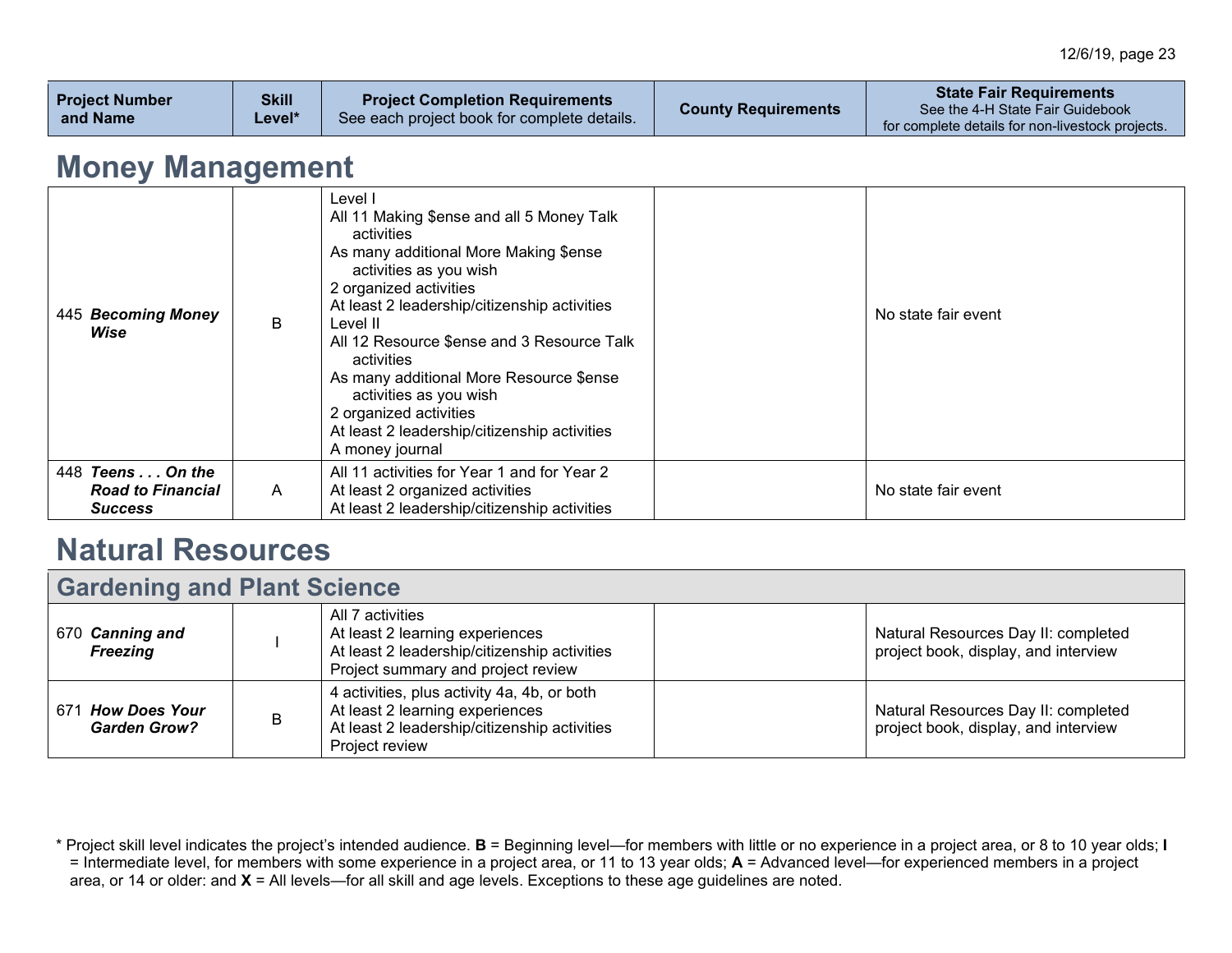| Project Number and Name | Skill Level* | Project Completion Requirements<br>See each project book for complete details. | County Requirements | State Fair Requirements<br>See the 4-H State Fair Guidebook for complete details for non-livestock projects. |
|---|---|---|---|---|

# Money Management

| Project Number and Name | Skill Level* | Project Completion Requirements | County Requirements | State Fair Requirements |
|---|---|---|---|---|
| 445 ***Becoming Money Wise*** | B | Level I<br>All 11 Making $ense and all 5 Money Talk activities<br>As many additional More Making $ense activities as you wish<br>2 organized activities<br>At least 2 leadership/citizenship activities<br>Level II<br>All 12 Resource $ense and 3 Resource Talk activities<br>As many additional More Resource $ense activities as you wish<br>2 organized activities<br>At least 2 leadership/citizenship activities<br>A money journal | | No state fair event |
| 448 ***Teens . . . On the Road to Financial Success*** | A | All 11 activities for Year 1 and for Year 2<br>At least 2 organized activities<br>At least 2 leadership/citizenship activities | | No state fair event |

# Natural Resources

## Gardening and Plant Science

| Project Number and Name | Skill Level* | Project Completion Requirements | County Requirements | State Fair Requirements |
|---|---|---|---|---|
| 670 ***Canning and Freezing*** | I | All 7 activities<br>At least 2 learning experiences<br>At least 2 leadership/citizenship activities<br>Project summary and project review | | Natural Resources Day II: completed project book, display, and interview |
| 671 ***How Does Your Garden Grow?*** | B | 4 activities, plus activity 4a, 4b, or both<br>At least 2 learning experiences<br>At least 2 leadership/citizenship activities<br>Project review | | Natural Resources Day II: completed project book, display, and interview |

\* Project skill level indicates the project's intended audience. **B** = Beginning level—for members with little or no experience in a project area, or 8 to 10 year olds; **I** = Intermediate level, for members with some experience in a project area, or 11 to 13 year olds; **A** = Advanced level—for experienced members in a project area, or 14 or older: and **X** = All levels—for all skill and age levels. Exceptions to these age guidelines are noted.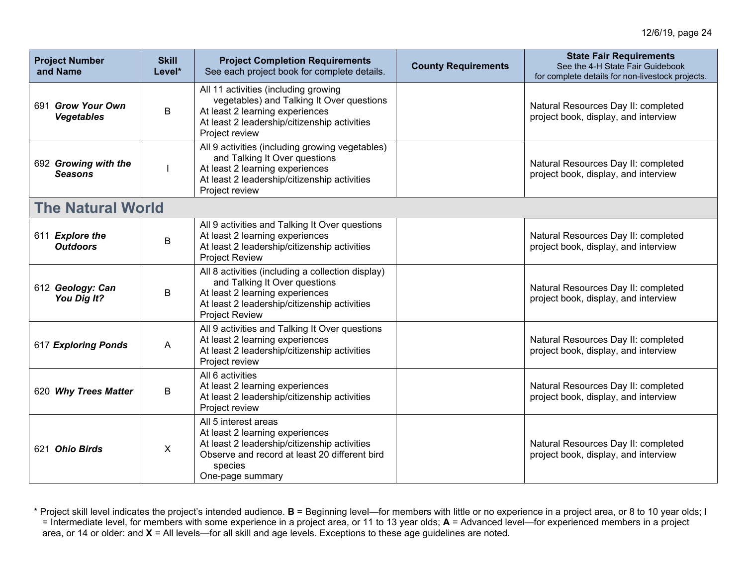| Project Number and Name | Skill Level* | Project Completion Requirements<br>See each project book for complete details. | County Requirements | State Fair Requirements<br>See the 4-H State Fair Guidebook for complete details for non-livestock projects. |
|---|---|---|---|---|
| 691 ***Grow Your Own Vegetables*** | B | All 11 activities (including growing vegetables) and Talking It Over questions<br>At least 2 learning experiences<br>At least 2 leadership/citizenship activities<br>Project review | | Natural Resources Day II: completed project book, display, and interview |
| 692 ***Growing with the Seasons*** | I | All 9 activities (including growing vegetables) and Talking It Over questions<br>At least 2 learning experiences<br>At least 2 leadership/citizenship activities<br>Project review | | Natural Resources Day II: completed project book, display, and interview |
| **The Natural World** | | | | |
| 611 ***Explore the Outdoors*** | B | All 9 activities and Talking It Over questions<br>At least 2 learning experiences<br>At least 2 leadership/citizenship activities<br>Project Review | | Natural Resources Day II: completed project book, display, and interview |
| 612 ***Geology: Can You Dig It?*** | B | All 8 activities (including a collection display) and Talking It Over questions<br>At least 2 learning experiences<br>At least 2 leadership/citizenship activities<br>Project Review | | Natural Resources Day II: completed project book, display, and interview |
| 617 ***Exploring Ponds*** | A | All 9 activities and Talking It Over questions<br>At least 2 learning experiences<br>At least 2 leadership/citizenship activities<br>Project review | | Natural Resources Day II: completed project book, display, and interview |
| 620 ***Why Trees Matter*** | B | All 6 activities<br>At least 2 learning experiences<br>At least 2 leadership/citizenship activities<br>Project review | | Natural Resources Day II: completed project book, display, and interview |
| 621 ***Ohio Birds*** | X | All 5 interest areas<br>At least 2 learning experiences<br>At least 2 leadership/citizenship activities<br>Observe and record at least 20 different bird species<br>One-page summary | | Natural Resources Day II: completed project book, display, and interview |

\* Project skill level indicates the project's intended audience. **B** = Beginning level—for members with little or no experience in a project area, or 8 to 10 year olds; **I** = Intermediate level, for members with some experience in a project area, or 11 to 13 year olds; **A** = Advanced level—for experienced members in a project area, or 14 or older: and **X** = All levels—for all skill and age levels. Exceptions to these age guidelines are noted.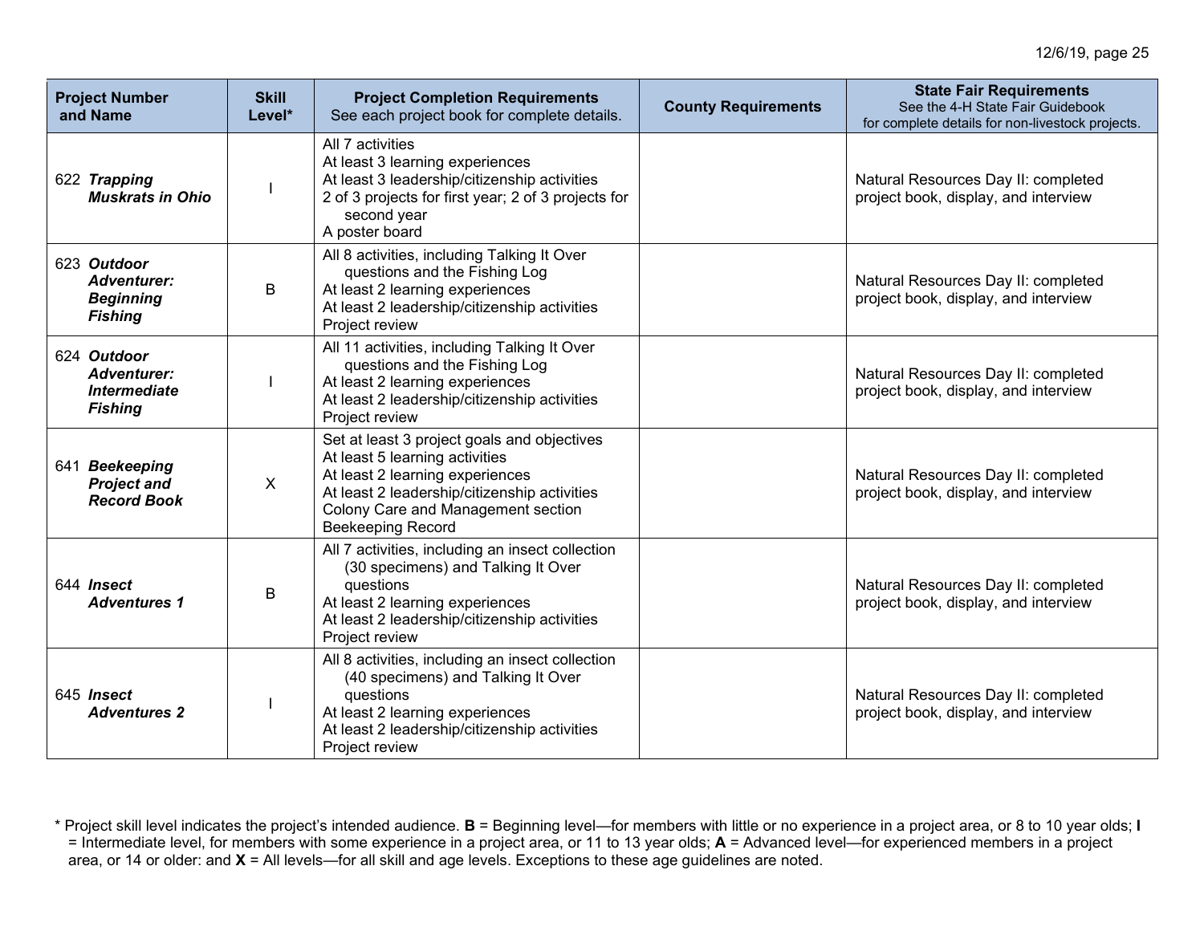| Project Number and Name | Skill Level* | Project Completion Requirements<br>See each project book for complete details. | County Requirements | State Fair Requirements<br>See the 4-H State Fair Guidebook for complete details for non-livestock projects. |
|---|---|---|---|---|
| 622 ***Trapping Muskrats in Ohio*** | I | All 7 activities<br>At least 3 learning experiences<br>At least 3 leadership/citizenship activities<br>2 of 3 projects for first year; 2 of 3 projects for second year<br>A poster board | | Natural Resources Day II: completed project book, display, and interview |
| 623 ***Outdoor Adventurer: Beginning Fishing*** | B | All 8 activities, including Talking It Over questions and the Fishing Log<br>At least 2 learning experiences<br>At least 2 leadership/citizenship activities<br>Project review | | Natural Resources Day II: completed project book, display, and interview |
| 624 ***Outdoor Adventurer: Intermediate Fishing*** | I | All 11 activities, including Talking It Over questions and the Fishing Log<br>At least 2 learning experiences<br>At least 2 leadership/citizenship activities<br>Project review | | Natural Resources Day II: completed project book, display, and interview |
| 641 ***Beekeeping Project and Record Book*** | X | Set at least 3 project goals and objectives<br>At least 5 learning activities<br>At least 2 learning experiences<br>At least 2 leadership/citizenship activities<br>Colony Care and Management section<br>Beekeeping Record | | Natural Resources Day II: completed project book, display, and interview |
| 644 ***Insect Adventures 1*** | B | All 7 activities, including an insect collection (30 specimens) and Talking It Over questions<br>At least 2 learning experiences<br>At least 2 leadership/citizenship activities<br>Project review | | Natural Resources Day II: completed project book, display, and interview |
| 645 ***Insect Adventures 2*** | I | All 8 activities, including an insect collection (40 specimens) and Talking It Over questions<br>At least 2 learning experiences<br>At least 2 leadership/citizenship activities<br>Project review | | Natural Resources Day II: completed project book, display, and interview |

* Project skill level indicates the project's intended audience. **B** = Beginning level—for members with little or no experience in a project area, or 8 to 10 year olds; **I** = Intermediate level, for members with some experience in a project area, or 11 to 13 year olds; **A** = Advanced level—for experienced members in a project area, or 14 or older: and **X** = All levels—for all skill and age levels. Exceptions to these age guidelines are noted.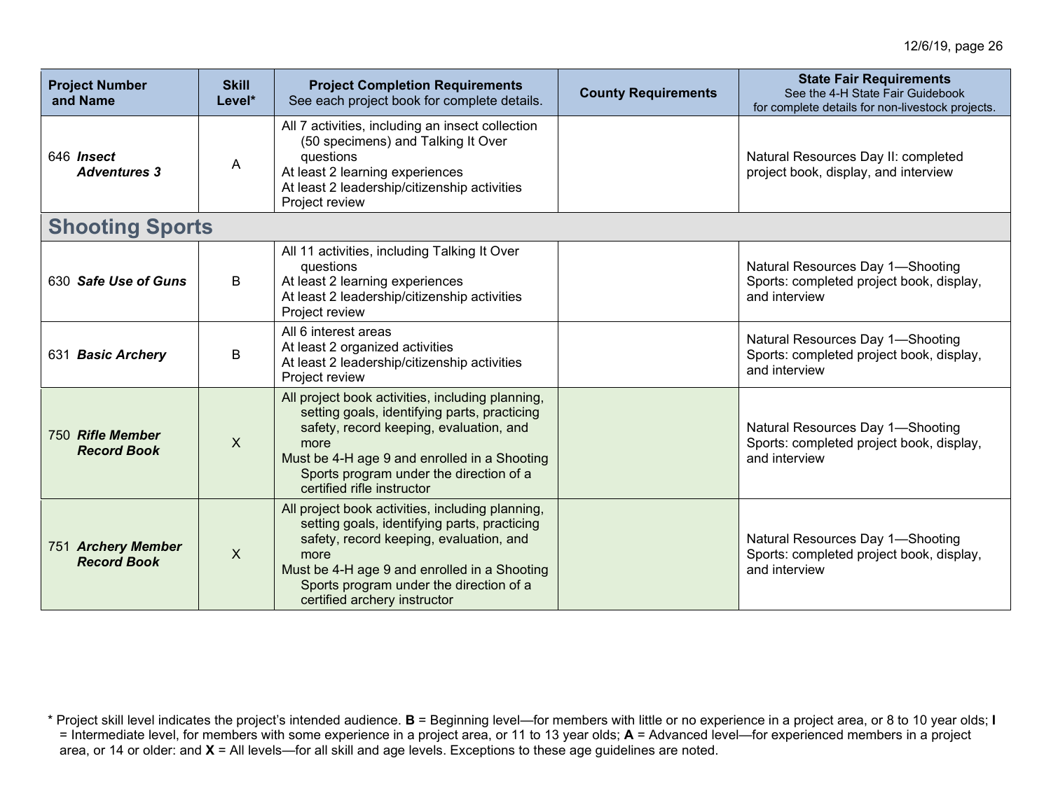| Project Number and Name | Skill Level* | Project Completion Requirements See each project book for complete details. | County Requirements | State Fair Requirements See the 4-H State Fair Guidebook for complete details for non-livestock projects. |
|---|---|---|---|---|
| 646 ***Insect Adventures 3*** | A | All 7 activities, including an insect collection (50 specimens) and Talking It Over questions<br>At least 2 learning experiences<br>At least 2 leadership/citizenship activities<br>Project review | | Natural Resources Day II: completed project book, display, and interview |
| **Shooting Sports** | | | | |
| 630 ***Safe Use of Guns*** | B | All 11 activities, including Talking It Over questions<br>At least 2 learning experiences<br>At least 2 leadership/citizenship activities<br>Project review | | Natural Resources Day 1—Shooting Sports: completed project book, display, and interview |
| 631 ***Basic Archery*** | B | All 6 interest areas<br>At least 2 organized activities<br>At least 2 leadership/citizenship activities<br>Project review | | Natural Resources Day 1—Shooting Sports: completed project book, display, and interview |
| 750 ***Rifle Member Record Book*** | X | All project book activities, including planning, setting goals, identifying parts, practicing safety, record keeping, evaluation, and more<br>Must be 4-H age 9 and enrolled in a Shooting Sports program under the direction of a certified rifle instructor | | Natural Resources Day 1—Shooting Sports: completed project book, display, and interview |
| 751 ***Archery Member Record Book*** | X | All project book activities, including planning, setting goals, identifying parts, practicing safety, record keeping, evaluation, and more<br>Must be 4-H age 9 and enrolled in a Shooting Sports program under the direction of a certified archery instructor | | Natural Resources Day 1—Shooting Sports: completed project book, display, and interview |

* Project skill level indicates the project's intended audience. **B** = Beginning level—for members with little or no experience in a project area, or 8 to 10 year olds; **I** = Intermediate level, for members with some experience in a project area, or 11 to 13 year olds; **A** = Advanced level—for experienced members in a project area, or 14 or older: and **X** = All levels—for all skill and age levels. Exceptions to these age guidelines are noted.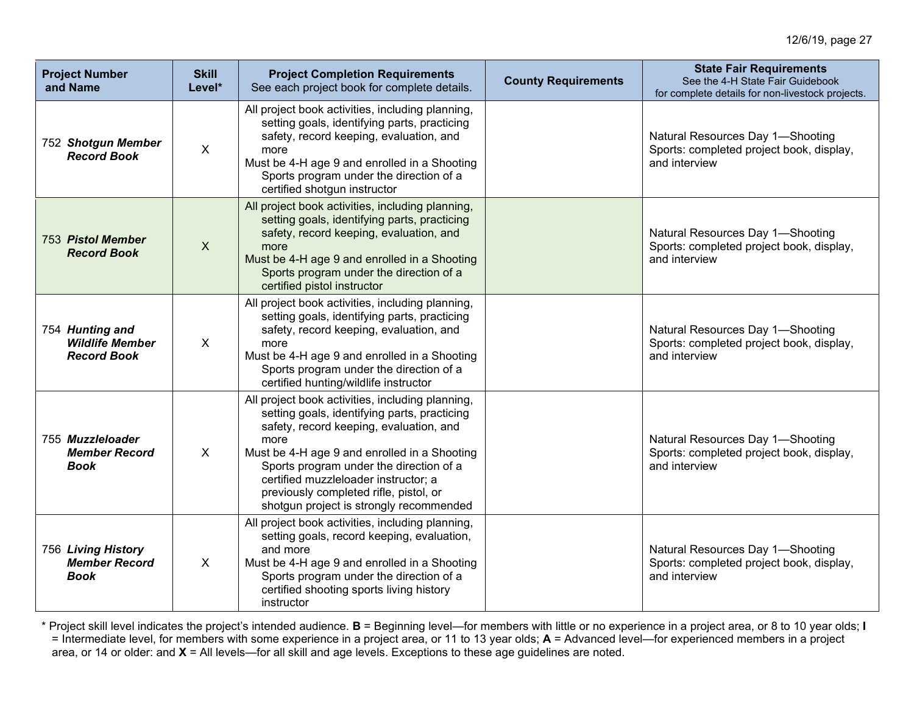| Project Number and Name | Skill Level* | Project Completion Requirements See each project book for complete details. | County Requirements | State Fair Requirements See the 4-H State Fair Guidebook for complete details for non-livestock projects. |
|---|---|---|---|---|
| 752 ***Shotgun Member Record Book*** | X | All project book activities, including planning, setting goals, identifying parts, practicing safety, record keeping, evaluation, and more<br>Must be 4-H age 9 and enrolled in a Shooting Sports program under the direction of a certified shotgun instructor | | Natural Resources Day 1—Shooting Sports: completed project book, display, and interview |
| 753 ***Pistol Member Record Book*** | X | All project book activities, including planning, setting goals, identifying parts, practicing safety, record keeping, evaluation, and more<br>Must be 4-H age 9 and enrolled in a Shooting Sports program under the direction of a certified pistol instructor | | Natural Resources Day 1—Shooting Sports: completed project book, display, and interview |
| 754 ***Hunting and Wildlife Member Record Book*** | X | All project book activities, including planning, setting goals, identifying parts, practicing safety, record keeping, evaluation, and more<br>Must be 4-H age 9 and enrolled in a Shooting Sports program under the direction of a certified hunting/wildlife instructor | | Natural Resources Day 1—Shooting Sports: completed project book, display, and interview |
| 755 ***Muzzleloader Member Record Book*** | X | All project book activities, including planning, setting goals, identifying parts, practicing safety, record keeping, evaluation, and more<br>Must be 4-H age 9 and enrolled in a Shooting Sports program under the direction of a certified muzzleloader instructor; a previously completed rifle, pistol, or shotgun project is strongly recommended | | Natural Resources Day 1—Shooting Sports: completed project book, display, and interview |
| 756 ***Living History Member Record Book*** | X | All project book activities, including planning, setting goals, record keeping, evaluation, and more<br>Must be 4-H age 9 and enrolled in a Shooting Sports program under the direction of a certified shooting sports living history instructor | | Natural Resources Day 1—Shooting Sports: completed project book, display, and interview |

\* Project skill level indicates the project's intended audience. **B** = Beginning level—for members with little or no experience in a project area, or 8 to 10 year olds; **I** = Intermediate level, for members with some experience in a project area, or 11 to 13 year olds; **A** = Advanced level—for experienced members in a project area, or 14 or older: and **X** = All levels—for all skill and age levels. Exceptions to these age guidelines are noted.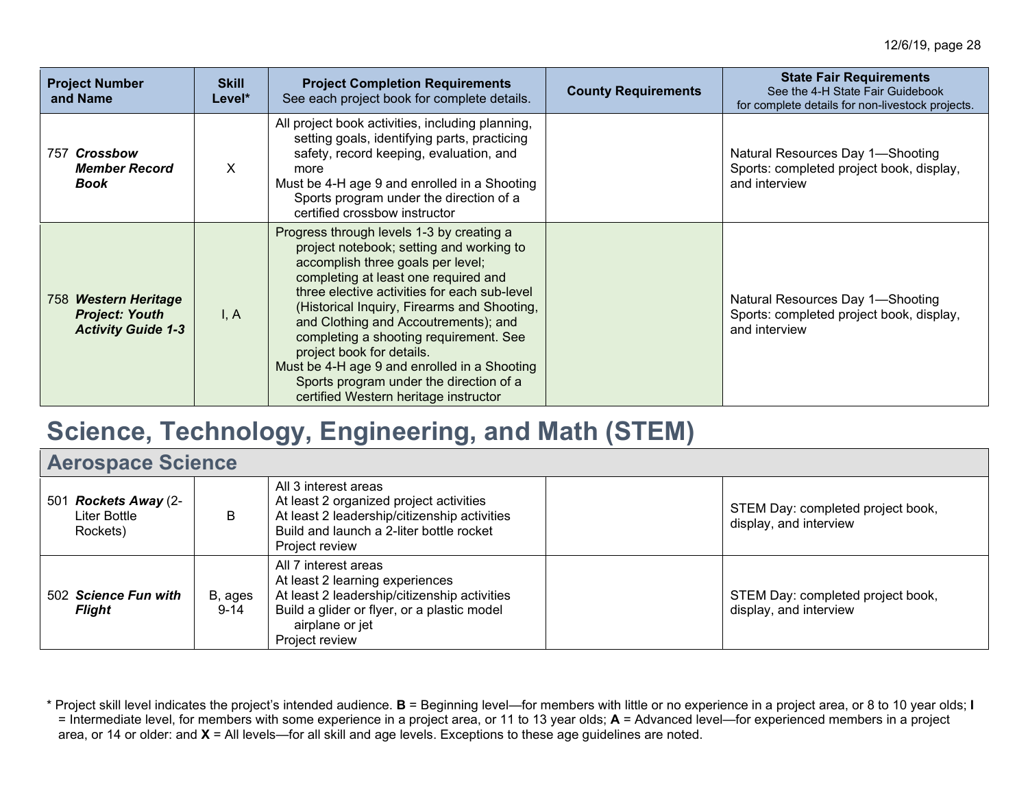| Project Number and Name | Skill Level* | Project Completion Requirements<br>See each project book for complete details. | County Requirements | State Fair Requirements<br>See the 4-H State Fair Guidebook for complete details for non-livestock projects. |
|---|---|---|---|---|
| 757 ***Crossbow Member Record Book*** | X | All project book activities, including planning, setting goals, identifying parts, practicing safety, record keeping, evaluation, and more<br>Must be 4-H age 9 and enrolled in a Shooting Sports program under the direction of a certified crossbow instructor | | Natural Resources Day 1—Shooting Sports: completed project book, display, and interview |
| 758 ***Western Heritage Project: Youth Activity Guide 1-3*** | I, A | Progress through levels 1-3 by creating a project notebook; setting and working to accomplish three goals per level; completing at least one required and three elective activities for each sub-level (Historical Inquiry, Firearms and Shooting, and Clothing and Accoutrements); and completing a shooting requirement. See project book for details.<br>Must be 4-H age 9 and enrolled in a Shooting Sports program under the direction of a certified Western heritage instructor | | Natural Resources Day 1—Shooting Sports: completed project book, display, and interview |

# Science, Technology, Engineering, and Math (STEM)

## Aerospace Science

| Project Number and Name | Skill Level* | Project Completion Requirements | County Requirements | State Fair Requirements |
|---|---|---|---|---|
| 501 ***Rockets Away*** (2-Liter Bottle Rockets) | B | All 3 interest areas<br>At least 2 organized project activities<br>At least 2 leadership/citizenship activities<br>Build and launch a 2-liter bottle rocket<br>Project review | | STEM Day: completed project book, display, and interview |
| 502 ***Science Fun with Flight*** | B, ages 9-14 | All 7 interest areas<br>At least 2 learning experiences<br>At least 2 leadership/citizenship activities<br>Build a glider or flyer, or a plastic model airplane or jet<br>Project review | | STEM Day: completed project book, display, and interview |

* Project skill level indicates the project's intended audience. **B** = Beginning level—for members with little or no experience in a project area, or 8 to 10 year olds; **I** = Intermediate level, for members with some experience in a project area, or 11 to 13 year olds; **A** = Advanced level—for experienced members in a project area, or 14 or older: and **X** = All levels—for all skill and age levels. Exceptions to these age guidelines are noted.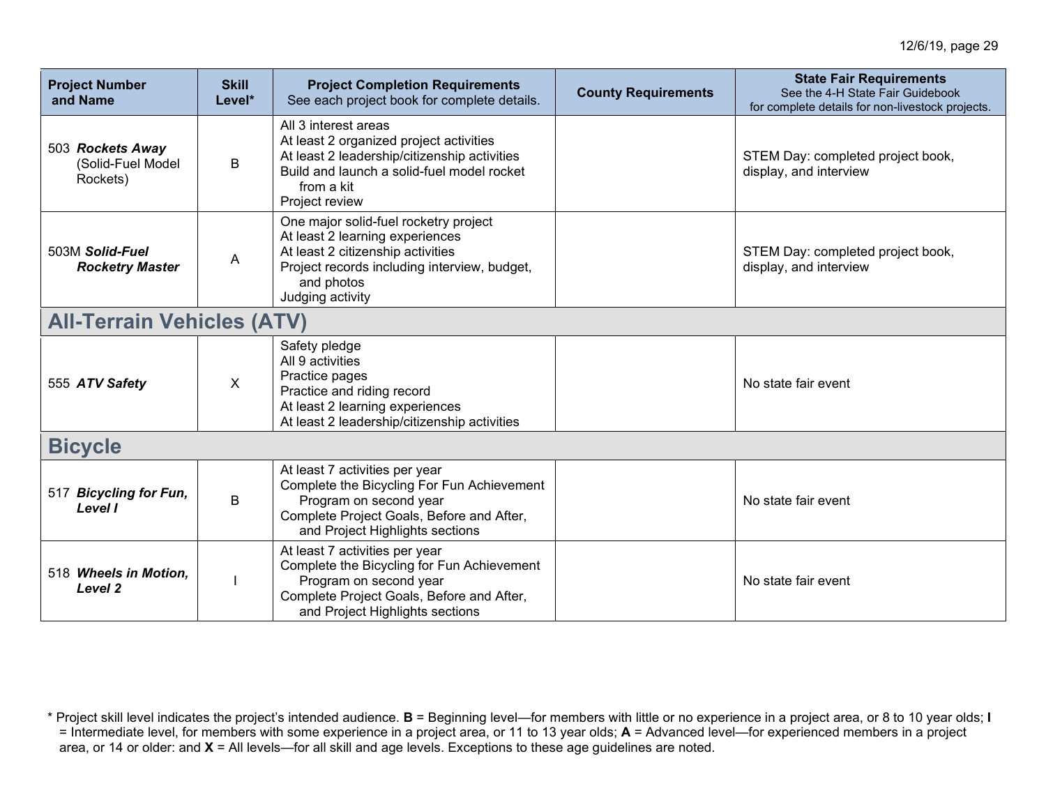| Project Number and Name | Skill Level* | Project Completion Requirements<br>See each project book for complete details. | County Requirements | State Fair Requirements<br>See the 4-H State Fair Guidebook for complete details for non-livestock projects. |
|---|---|---|---|---|
| 503 ***Rockets Away*** (Solid-Fuel Model Rockets) | B | All 3 interest areas<br>At least 2 organized project activities<br>At least 2 leadership/citizenship activities<br>Build and launch a solid-fuel model rocket from a kit<br>Project review | | STEM Day: completed project book, display, and interview |
| 503M ***Solid-Fuel Rocketry Master*** | A | One major solid-fuel rocketry project<br>At least 2 learning experiences<br>At least 2 citizenship activities<br>Project records including interview, budget, and photos<br>Judging activity | | STEM Day: completed project book, display, and interview |
| **All-Terrain Vehicles (ATV)** | | | | |
| 555 ***ATV Safety*** | X | Safety pledge<br>All 9 activities<br>Practice pages<br>Practice and riding record<br>At least 2 learning experiences<br>At least 2 leadership/citizenship activities | | No state fair event |
| **Bicycle** | | | | |
| 517 ***Bicycling for Fun, Level I*** | B | At least 7 activities per year<br>Complete the Bicycling For Fun Achievement Program on second year<br>Complete Project Goals, Before and After, and Project Highlights sections | | No state fair event |
| 518 ***Wheels in Motion, Level 2*** | I | At least 7 activities per year<br>Complete the Bicycling for Fun Achievement Program on second year<br>Complete Project Goals, Before and After, and Project Highlights sections | | No state fair event |

\* Project skill level indicates the project's intended audience. **B** = Beginning level—for members with little or no experience in a project area, or 8 to 10 year olds; **I** = Intermediate level, for members with some experience in a project area, or 11 to 13 year olds; **A** = Advanced level—for experienced members in a project area, or 14 or older: and **X** = All levels—for all skill and age levels. Exceptions to these age guidelines are noted.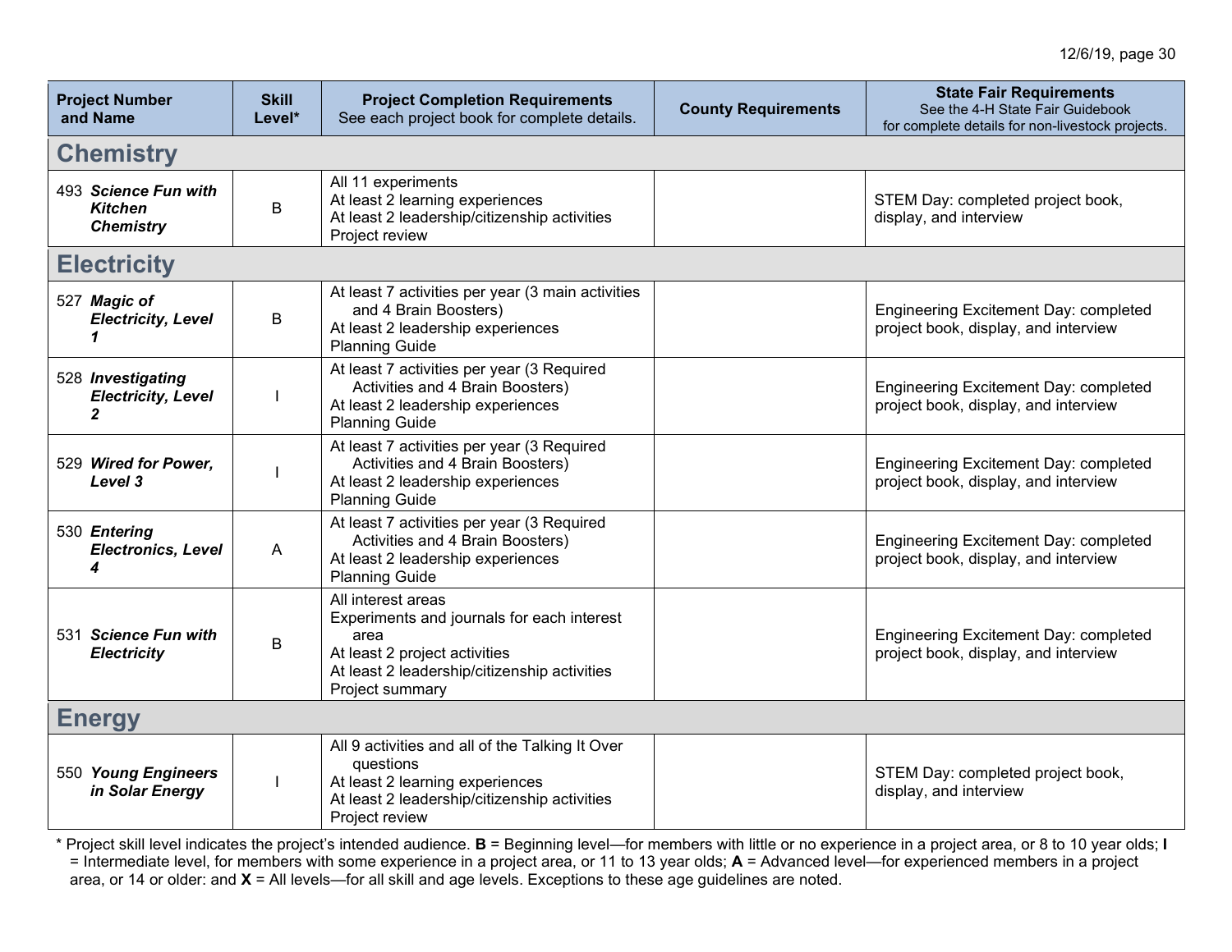| Project Number and Name | Skill Level* | Project Completion Requirements See each project book for complete details. | County Requirements | State Fair Requirements See the 4-H State Fair Guidebook for complete details for non-livestock projects. |
|---|---|---|---|---|
| **Chemistry** | | | | |
| 493 ***Science Fun with Kitchen Chemistry*** | B | All 11 experiments<br>At least 2 learning experiences<br>At least 2 leadership/citizenship activities<br>Project review | | STEM Day: completed project book, display, and interview |
| **Electricity** | | | | |
| 527 ***Magic of Electricity, Level 1*** | B | At least 7 activities per year (3 main activities and 4 Brain Boosters)<br>At least 2 leadership experiences<br>Planning Guide | | Engineering Excitement Day: completed project book, display, and interview |
| 528 ***Investigating Electricity, Level 2*** | I | At least 7 activities per year (3 Required Activities and 4 Brain Boosters)<br>At least 2 leadership experiences<br>Planning Guide | | Engineering Excitement Day: completed project book, display, and interview |
| 529 ***Wired for Power, Level 3*** | I | At least 7 activities per year (3 Required Activities and 4 Brain Boosters)<br>At least 2 leadership experiences<br>Planning Guide | | Engineering Excitement Day: completed project book, display, and interview |
| 530 ***Entering Electronics, Level 4*** | A | At least 7 activities per year (3 Required Activities and 4 Brain Boosters)<br>At least 2 leadership experiences<br>Planning Guide | | Engineering Excitement Day: completed project book, display, and interview |
| 531 ***Science Fun with Electricity*** | B | All interest areas<br>Experiments and journals for each interest area<br>At least 2 project activities<br>At least 2 leadership/citizenship activities<br>Project summary | | Engineering Excitement Day: completed project book, display, and interview |
| **Energy** | | | | |
| 550 ***Young Engineers in Solar Energy*** | I | All 9 activities and all of the Talking It Over questions<br>At least 2 learning experiences<br>At least 2 leadership/citizenship activities<br>Project review | | STEM Day: completed project book, display, and interview |

* Project skill level indicates the project's intended audience. **B** = Beginning level—for members with little or no experience in a project area, or 8 to 10 year olds; **I** = Intermediate level, for members with some experience in a project area, or 11 to 13 year olds; **A** = Advanced level—for experienced members in a project area, or 14 or older: and **X** = All levels—for all skill and age levels. Exceptions to these age guidelines are noted.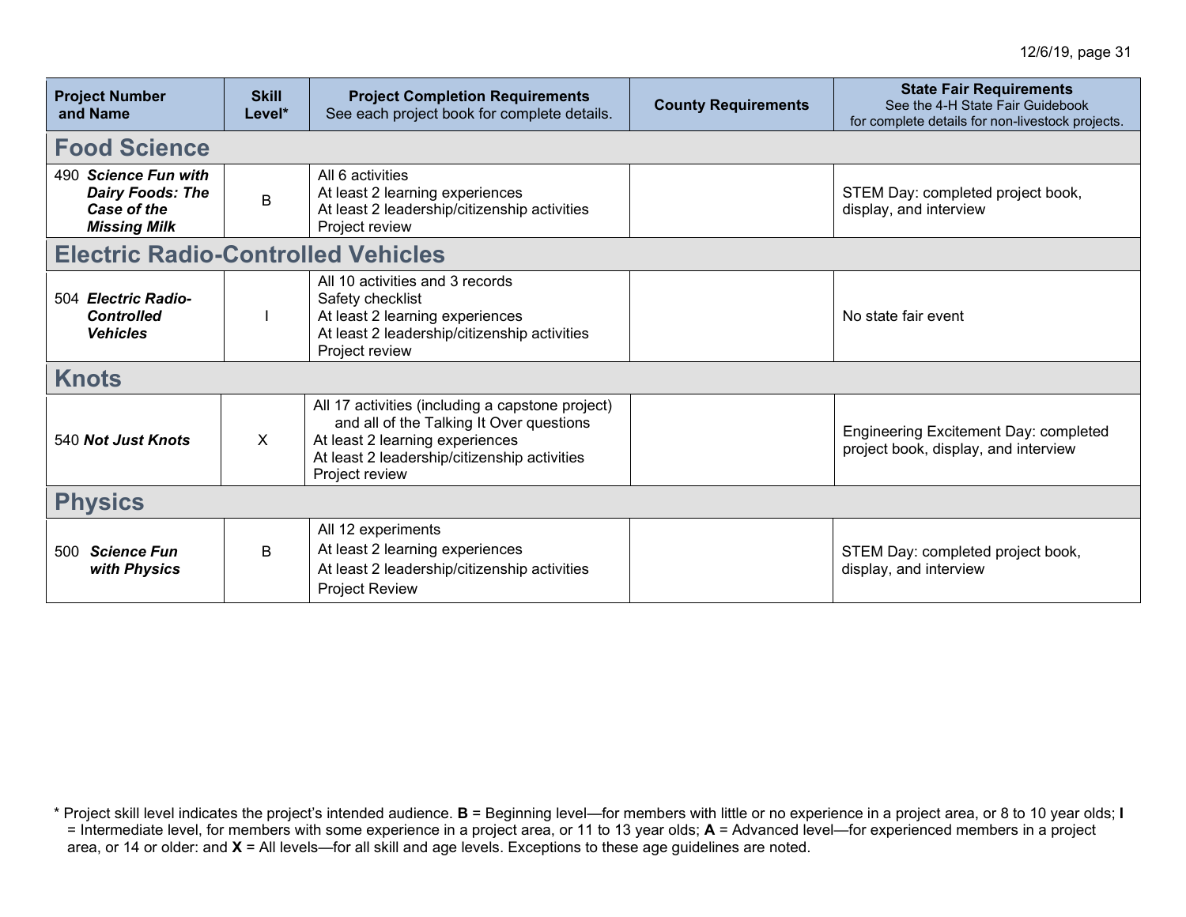| Project Number and Name | Skill Level* | Project Completion Requirements<br>See each project book for complete details. | County Requirements | State Fair Requirements<br>See the 4-H State Fair Guidebook for complete details for non-livestock projects. |
|---|---|---|---|---|
| **Food Science** | | | | |
| 490 ***Science Fun with Dairy Foods: The Case of the Missing Milk*** | B | All 6 activities<br>At least 2 learning experiences<br>At least 2 leadership/citizenship activities<br>Project review | | STEM Day: completed project book, display, and interview |
| **Electric Radio-Controlled Vehicles** | | | | |
| 504 ***Electric Radio-Controlled Vehicles*** | I | All 10 activities and 3 records<br>Safety checklist<br>At least 2 learning experiences<br>At least 2 leadership/citizenship activities<br>Project review | | No state fair event |
| **Knots** | | | | |
| 540 ***Not Just Knots*** | X | All 17 activities (including a capstone project) and all of the Talking It Over questions<br>At least 2 learning experiences<br>At least 2 leadership/citizenship activities<br>Project review | | Engineering Excitement Day: completed project book, display, and interview |
| **Physics** | | | | |
| 500 ***Science Fun with Physics*** | B | All 12 experiments<br>At least 2 learning experiences<br>At least 2 leadership/citizenship activities<br>Project Review | | STEM Day: completed project book, display, and interview |

* Project skill level indicates the project's intended audience. **B** = Beginning level—for members with little or no experience in a project area, or 8 to 10 year olds; **I** = Intermediate level, for members with some experience in a project area, or 11 to 13 year olds; **A** = Advanced level—for experienced members in a project area, or 14 or older: and **X** = All levels—for all skill and age levels. Exceptions to these age guidelines are noted.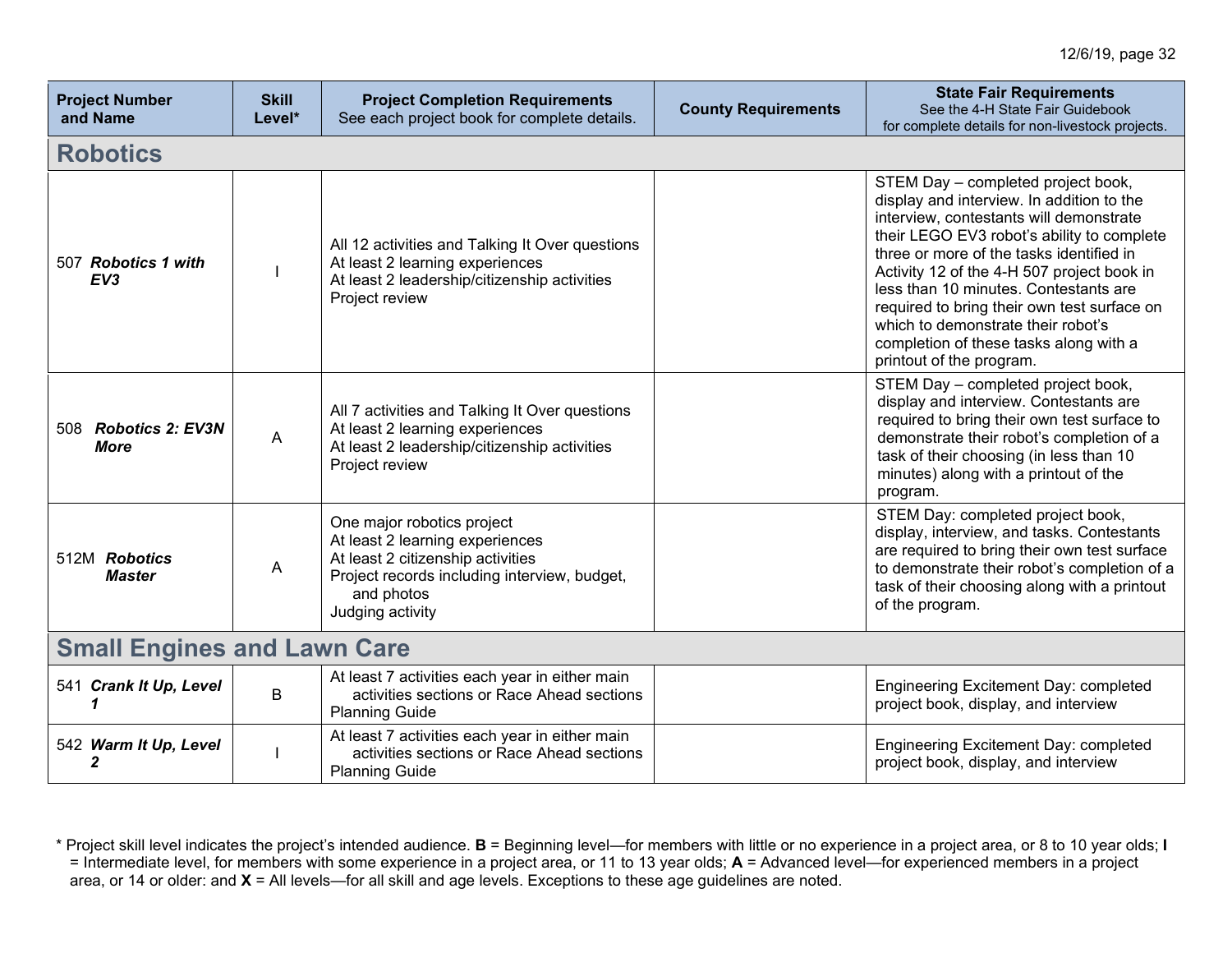| Project Number and Name | Skill Level* | Project Completion Requirements See each project book for complete details. | County Requirements | State Fair Requirements See the 4-H State Fair Guidebook for complete details for non-livestock projects. |
|---|---|---|---|---|
| **Robotics** | | | | |
| 507 ***Robotics 1 with EV3*** | I | All 12 activities and Talking It Over questions<br>At least 2 learning experiences<br>At least 2 leadership/citizenship activities<br>Project review | | STEM Day – completed project book, display and interview. In addition to the interview, contestants will demonstrate their LEGO EV3 robot's ability to complete three or more of the tasks identified in Activity 12 of the 4-H 507 project book in less than 10 minutes. Contestants are required to bring their own test surface on which to demonstrate their robot's completion of these tasks along with a printout of the program. |
| 508 ***Robotics 2: EV3N More*** | A | All 7 activities and Talking It Over questions<br>At least 2 learning experiences<br>At least 2 leadership/citizenship activities<br>Project review | | STEM Day – completed project book, display and interview. Contestants are required to bring their own test surface to demonstrate their robot's completion of a task of their choosing (in less than 10 minutes) along with a printout of the program. |
| 512M ***Robotics Master*** | A | One major robotics project<br>At least 2 learning experiences<br>At least 2 citizenship activities<br>Project records including interview, budget, and photos<br>Judging activity | | STEM Day: completed project book, display, interview, and tasks. Contestants are required to bring their own test surface to demonstrate their robot's completion of a task of their choosing along with a printout of the program. |
| **Small Engines and Lawn Care** | | | | |
| 541 ***Crank It Up, Level 1*** | B | At least 7 activities each year in either main activities sections or Race Ahead sections<br>Planning Guide | | Engineering Excitement Day: completed project book, display, and interview |
| 542 ***Warm It Up, Level 2*** | I | At least 7 activities each year in either main activities sections or Race Ahead sections<br>Planning Guide | | Engineering Excitement Day: completed project book, display, and interview |

* Project skill level indicates the project's intended audience. **B** = Beginning level—for members with little or no experience in a project area, or 8 to 10 year olds; **I** = Intermediate level, for members with some experience in a project area, or 11 to 13 year olds; **A** = Advanced level—for experienced members in a project area, or 14 or older: and **X** = All levels—for all skill and age levels. Exceptions to these age guidelines are noted.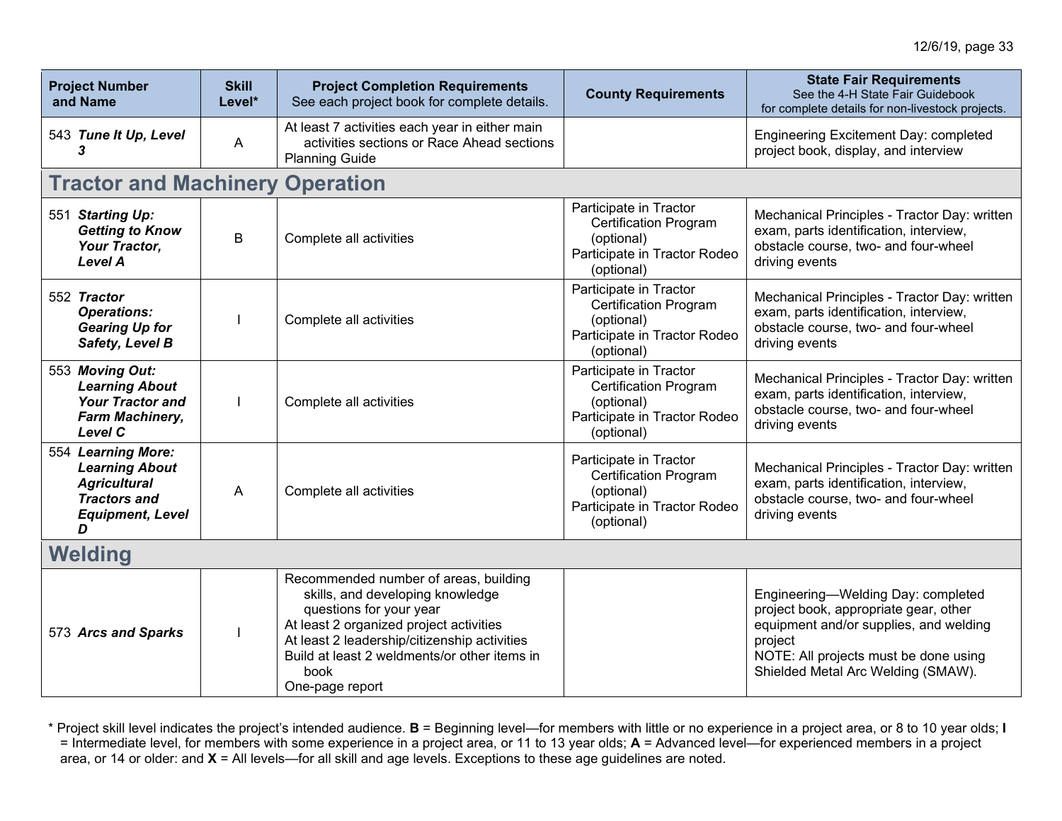| Project Number and Name | Skill Level* | Project Completion Requirements<br>See each project book for complete details. | County Requirements | State Fair Requirements<br>See the 4-H State Fair Guidebook for complete details for non-livestock projects. |
|---|---|---|---|---|
| 543 ***Tune It Up, Level 3*** | A | At least 7 activities each year in either main activities sections or Race Ahead sections<br>Planning Guide | | Engineering Excitement Day: completed project book, display, and interview |
| **Tractor and Machinery Operation** | | | | |
| 551 ***Starting Up: Getting to Know Your Tractor, Level A*** | B | Complete all activities | Participate in Tractor Certification Program (optional)<br>Participate in Tractor Rodeo (optional) | Mechanical Principles - Tractor Day: written exam, parts identification, interview, obstacle course, two- and four-wheel driving events |
| 552 ***Tractor Operations: Gearing Up for Safety, Level B*** | I | Complete all activities | Participate in Tractor Certification Program (optional)<br>Participate in Tractor Rodeo (optional) | Mechanical Principles - Tractor Day: written exam, parts identification, interview, obstacle course, two- and four-wheel driving events |
| 553 ***Moving Out: Learning About Your Tractor and Farm Machinery, Level C*** | I | Complete all activities | Participate in Tractor Certification Program (optional)<br>Participate in Tractor Rodeo (optional) | Mechanical Principles - Tractor Day: written exam, parts identification, interview, obstacle course, two- and four-wheel driving events |
| 554 ***Learning More: Learning About Agricultural Tractors and Equipment, Level D*** | A | Complete all activities | Participate in Tractor Certification Program (optional)<br>Participate in Tractor Rodeo (optional) | Mechanical Principles - Tractor Day: written exam, parts identification, interview, obstacle course, two- and four-wheel driving events |
| **Welding** | | | | |
| 573 ***Arcs and Sparks*** | I | Recommended number of areas, building skills, and developing knowledge questions for your year<br>At least 2 organized project activities<br>At least 2 leadership/citizenship activities<br>Build at least 2 weldments/or other items in book<br>One-page report | | Engineering—Welding Day: completed project book, appropriate gear, other equipment and/or supplies, and welding project<br>NOTE: All projects must be done using Shielded Metal Arc Welding (SMAW). |

\* Project skill level indicates the project's intended audience. **B** = Beginning level—for members with little or no experience in a project area, or 8 to 10 year olds; **I** = Intermediate level, for members with some experience in a project area, or 11 to 13 year olds; **A** = Advanced level—for experienced members in a project area, or 14 or older: and **X** = All levels—for all skill and age levels. Exceptions to these age guidelines are noted.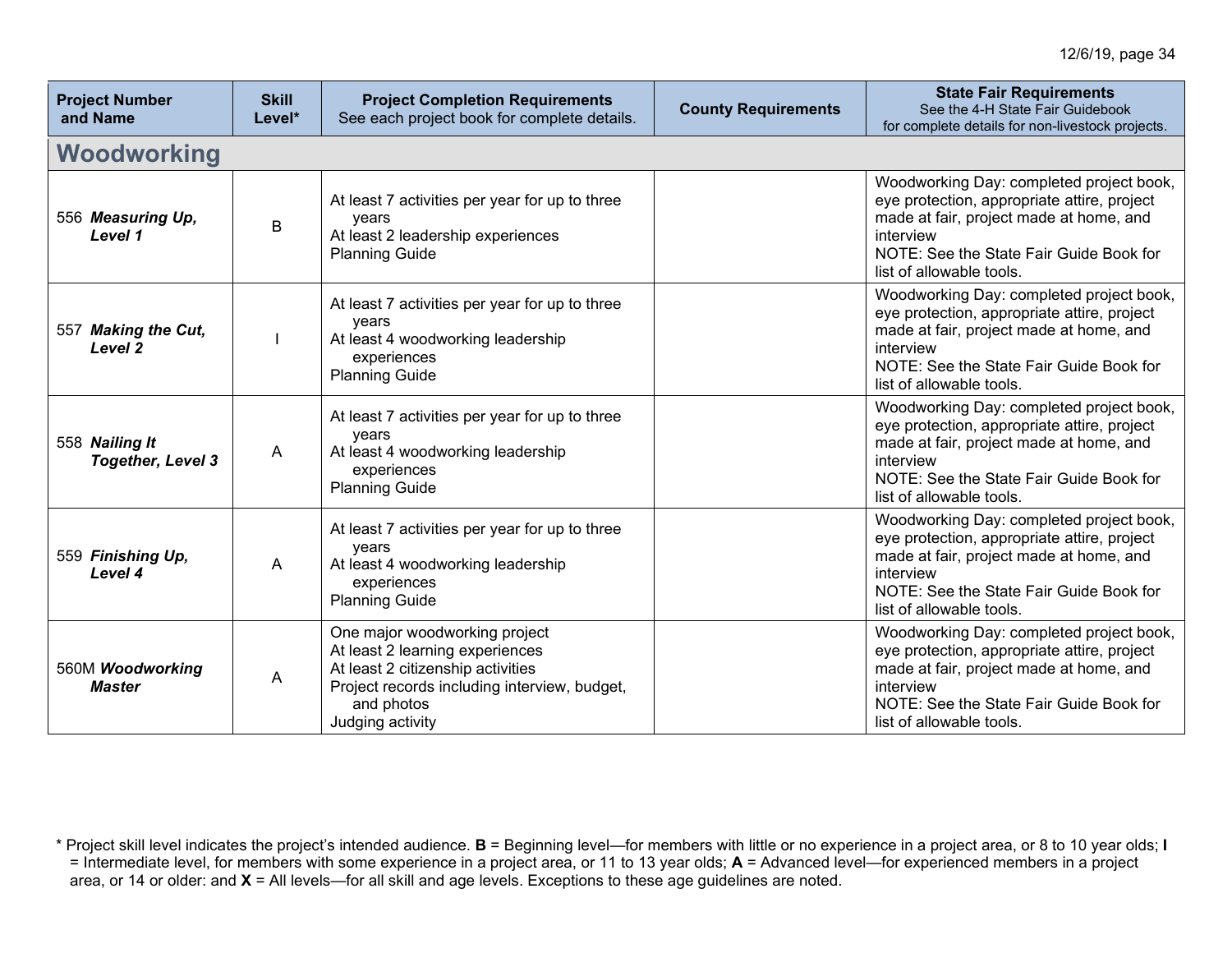| Project Number and Name | Skill Level* | Project Completion Requirements<br>See each project book for complete details. | County Requirements | State Fair Requirements<br>See the 4-H State Fair Guidebook for complete details for non-livestock projects. |
|---|---|---|---|---|
| **Woodworking** | | | | |
| 556 ***Measuring Up, Level 1*** | B | At least 7 activities per year for up to three years<br>At least 2 leadership experiences<br>Planning Guide | | Woodworking Day: completed project book, eye protection, appropriate attire, project made at fair, project made at home, and interview<br>NOTE: See the State Fair Guide Book for list of allowable tools. |
| 557 ***Making the Cut, Level 2*** | I | At least 7 activities per year for up to three years<br>At least 4 woodworking leadership experiences<br>Planning Guide | | Woodworking Day: completed project book, eye protection, appropriate attire, project made at fair, project made at home, and interview<br>NOTE: See the State Fair Guide Book for list of allowable tools. |
| 558 ***Nailing It Together, Level 3*** | A | At least 7 activities per year for up to three years<br>At least 4 woodworking leadership experiences<br>Planning Guide | | Woodworking Day: completed project book, eye protection, appropriate attire, project made at fair, project made at home, and interview<br>NOTE: See the State Fair Guide Book for list of allowable tools. |
| 559 ***Finishing Up, Level 4*** | A | At least 7 activities per year for up to three years<br>At least 4 woodworking leadership experiences<br>Planning Guide | | Woodworking Day: completed project book, eye protection, appropriate attire, project made at fair, project made at home, and interview<br>NOTE: See the State Fair Guide Book for list of allowable tools. |
| 560M ***Woodworking Master*** | A | One major woodworking project<br>At least 2 learning experiences<br>At least 2 citizenship activities<br>Project records including interview, budget, and photos<br>Judging activity | | Woodworking Day: completed project book, eye protection, appropriate attire, project made at fair, project made at home, and interview<br>NOTE: See the State Fair Guide Book for list of allowable tools. |

\* Project skill level indicates the project's intended audience. **B** = Beginning level—for members with little or no experience in a project area, or 8 to 10 year olds; **I** = Intermediate level, for members with some experience in a project area, or 11 to 13 year olds; **A** = Advanced level—for experienced members in a project area, or 14 or older: and **X** = All levels—for all skill and age levels. Exceptions to these age guidelines are noted.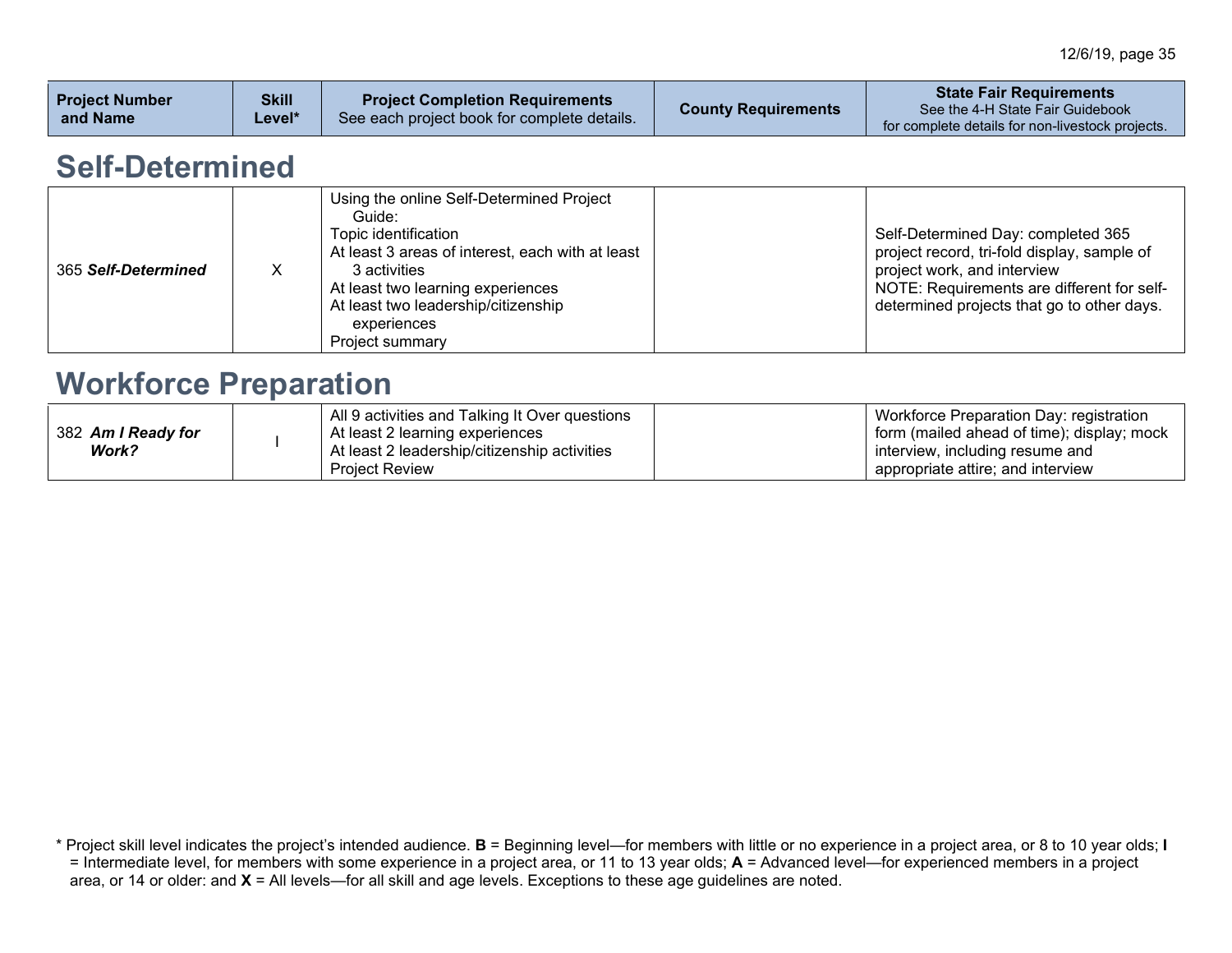| Project Number and Name | Skill Level* | Project Completion Requirements See each project book for complete details. | County Requirements | State Fair Requirements See the 4-H State Fair Guidebook for complete details for non-livestock projects. |
|---|---|---|---|---|

## Self-Determined

| | | | | |
|---|---|---|---|---|
| 365 ***Self-Determined*** | X | Using the online Self-Determined Project Guide:<br>Topic identification<br>At least 3 areas of interest, each with at least 3 activities<br>At least two learning experiences<br>At least two leadership/citizenship experiences<br>Project summary | | Self-Determined Day: completed 365 project record, tri-fold display, sample of project work, and interview<br>NOTE: Requirements are different for self-determined projects that go to other days. |

## Workforce Preparation

| | | | | |
|---|---|---|---|---|
| 382 ***Am I Ready for Work?*** | I | All 9 activities and Talking It Over questions<br>At least 2 learning experiences<br>At least 2 leadership/citizenship activities<br>Project Review | | Workforce Preparation Day: registration form (mailed ahead of time); display; mock interview, including resume and appropriate attire; and interview |

\* Project skill level indicates the project's intended audience. **B** = Beginning level—for members with little or no experience in a project area, or 8 to 10 year olds; **I** = Intermediate level, for members with some experience in a project area, or 11 to 13 year olds; **A** = Advanced level—for experienced members in a project area, or 14 or older: and **X** = All levels—for all skill and age levels. Exceptions to these age guidelines are noted.